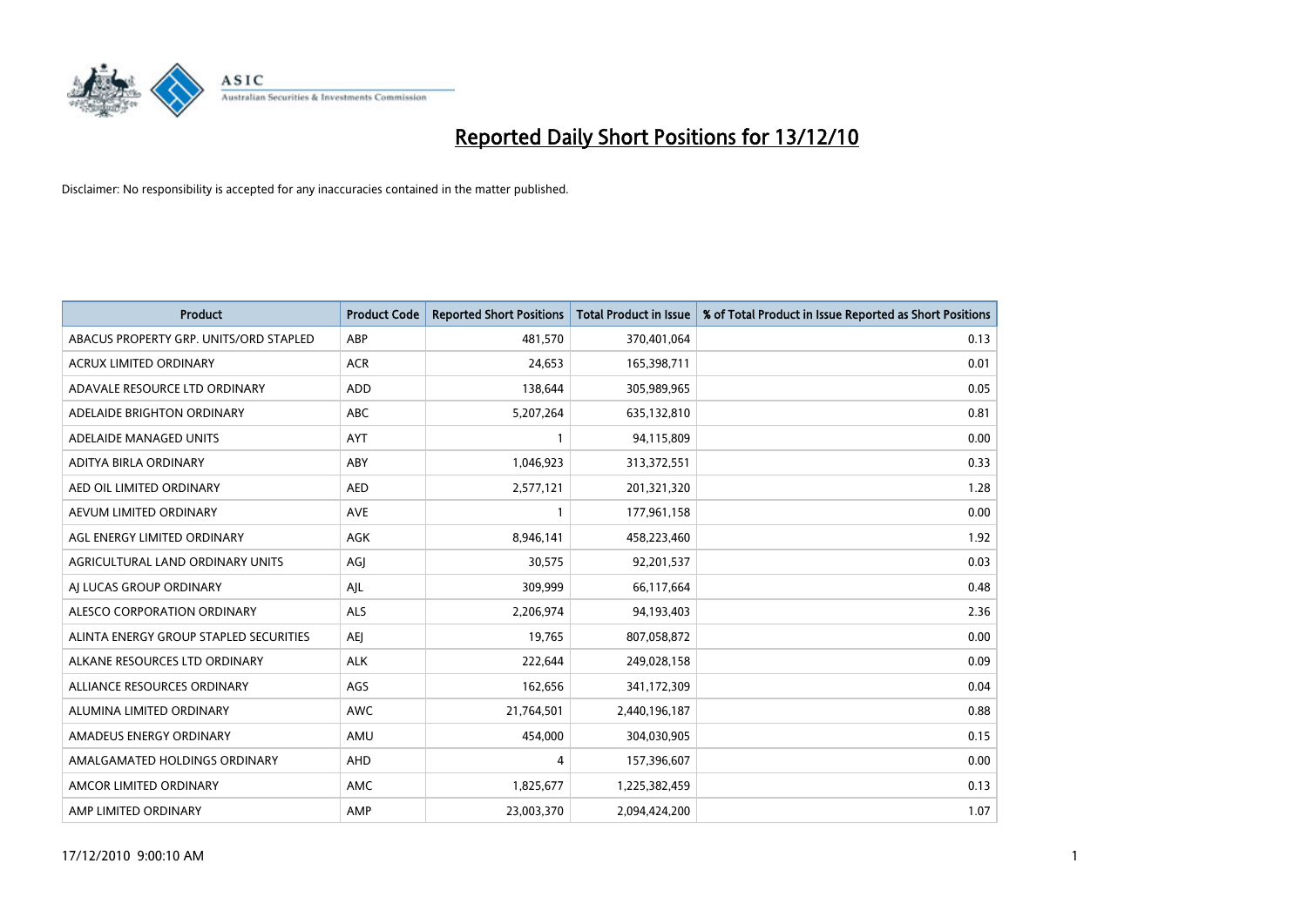# Reported Daily Short Positions for 13/12/10

Disclaimer: No responsibility is accepted for any inaccuracies contained in the matter published.

| Product | Product Code | Reported Short Positions | Total Product in Issue | % of Total Product in Issue Reported as Short Positions |
|---|---|---|---|---|
| ABACUS PROPERTY GRP. UNITS/ORD STAPLED | ABP | 481,570 | 370,401,064 | 0.13 |
| ACRUX LIMITED ORDINARY | ACR | 24,653 | 165,398,711 | 0.01 |
| ADAVALE RESOURCE LTD ORDINARY | ADD | 138,644 | 305,989,965 | 0.05 |
| ADELAIDE BRIGHTON ORDINARY | ABC | 5,207,264 | 635,132,810 | 0.81 |
| ADELAIDE MANAGED UNITS | AYT | 1 | 94,115,809 | 0.00 |
| ADITYA BIRLA ORDINARY | ABY | 1,046,923 | 313,372,551 | 0.33 |
| AED OIL LIMITED ORDINARY | AED | 2,577,121 | 201,321,320 | 1.28 |
| AEVUM LIMITED ORDINARY | AVE | 1 | 177,961,158 | 0.00 |
| AGL ENERGY LIMITED ORDINARY | AGK | 8,946,141 | 458,223,460 | 1.92 |
| AGRICULTURAL LAND ORDINARY UNITS | AGJ | 30,575 | 92,201,537 | 0.03 |
| AJ LUCAS GROUP ORDINARY | AJL | 309,999 | 66,117,664 | 0.48 |
| ALESCO CORPORATION ORDINARY | ALS | 2,206,974 | 94,193,403 | 2.36 |
| ALINTA ENERGY GROUP STAPLED SECURITIES | AEJ | 19,765 | 807,058,872 | 0.00 |
| ALKANE RESOURCES LTD ORDINARY | ALK | 222,644 | 249,028,158 | 0.09 |
| ALLIANCE RESOURCES ORDINARY | AGS | 162,656 | 341,172,309 | 0.04 |
| ALUMINA LIMITED ORDINARY | AWC | 21,764,501 | 2,440,196,187 | 0.88 |
| AMADEUS ENERGY ORDINARY | AMU | 454,000 | 304,030,905 | 0.15 |
| AMALGAMATED HOLDINGS ORDINARY | AHD | 4 | 157,396,607 | 0.00 |
| AMCOR LIMITED ORDINARY | AMC | 1,825,677 | 1,225,382,459 | 0.13 |
| AMP LIMITED ORDINARY | AMP | 23,003,370 | 2,094,424,200 | 1.07 |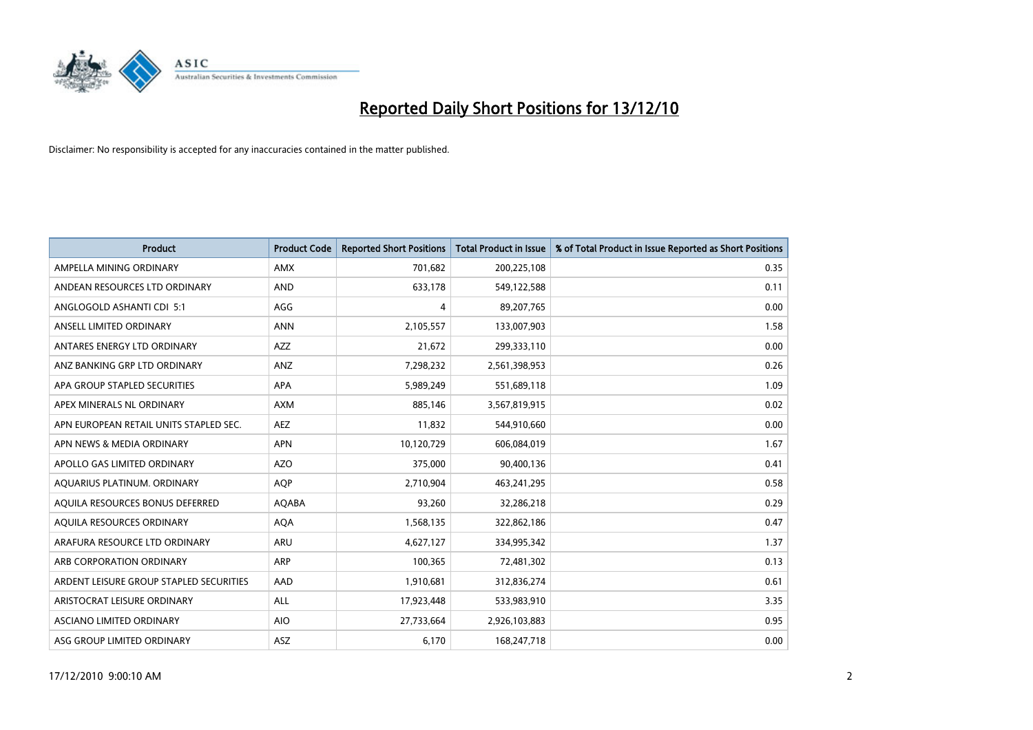# Reported Daily Short Positions for 13/12/10

Disclaimer: No responsibility is accepted for any inaccuracies contained in the matter published.

| Product | Product Code | Reported Short Positions | Total Product in Issue | % of Total Product in Issue Reported as Short Positions |
|---|---|---|---|---|
| AMPELLA MINING ORDINARY | AMX | 701,682 | 200,225,108 | 0.35 |
| ANDEAN RESOURCES LTD ORDINARY | AND | 633,178 | 549,122,588 | 0.11 |
| ANGLOGOLD ASHANTI CDI 5:1 | AGG | 4 | 89,207,765 | 0.00 |
| ANSELL LIMITED ORDINARY | ANN | 2,105,557 | 133,007,903 | 1.58 |
| ANTARES ENERGY LTD ORDINARY | AZZ | 21,672 | 299,333,110 | 0.00 |
| ANZ BANKING GRP LTD ORDINARY | ANZ | 7,298,232 | 2,561,398,953 | 0.26 |
| APA GROUP STAPLED SECURITIES | APA | 5,989,249 | 551,689,118 | 1.09 |
| APEX MINERALS NL ORDINARY | AXM | 885,146 | 3,567,819,915 | 0.02 |
| APN EUROPEAN RETAIL UNITS STAPLED SEC. | AEZ | 11,832 | 544,910,660 | 0.00 |
| APN NEWS & MEDIA ORDINARY | APN | 10,120,729 | 606,084,019 | 1.67 |
| APOLLO GAS LIMITED ORDINARY | AZO | 375,000 | 90,400,136 | 0.41 |
| AQUARIUS PLATINUM. ORDINARY | AQP | 2,710,904 | 463,241,295 | 0.58 |
| AQUILA RESOURCES BONUS DEFERRED | AQABA | 93,260 | 32,286,218 | 0.29 |
| AQUILA RESOURCES ORDINARY | AQA | 1,568,135 | 322,862,186 | 0.47 |
| ARAFURA RESOURCE LTD ORDINARY | ARU | 4,627,127 | 334,995,342 | 1.37 |
| ARB CORPORATION ORDINARY | ARP | 100,365 | 72,481,302 | 0.13 |
| ARDENT LEISURE GROUP STAPLED SECURITIES | AAD | 1,910,681 | 312,836,274 | 0.61 |
| ARISTOCRAT LEISURE ORDINARY | ALL | 17,923,448 | 533,983,910 | 3.35 |
| ASCIANO LIMITED ORDINARY | AIO | 27,733,664 | 2,926,103,883 | 0.95 |
| ASG GROUP LIMITED ORDINARY | ASZ | 6,170 | 168,247,718 | 0.00 |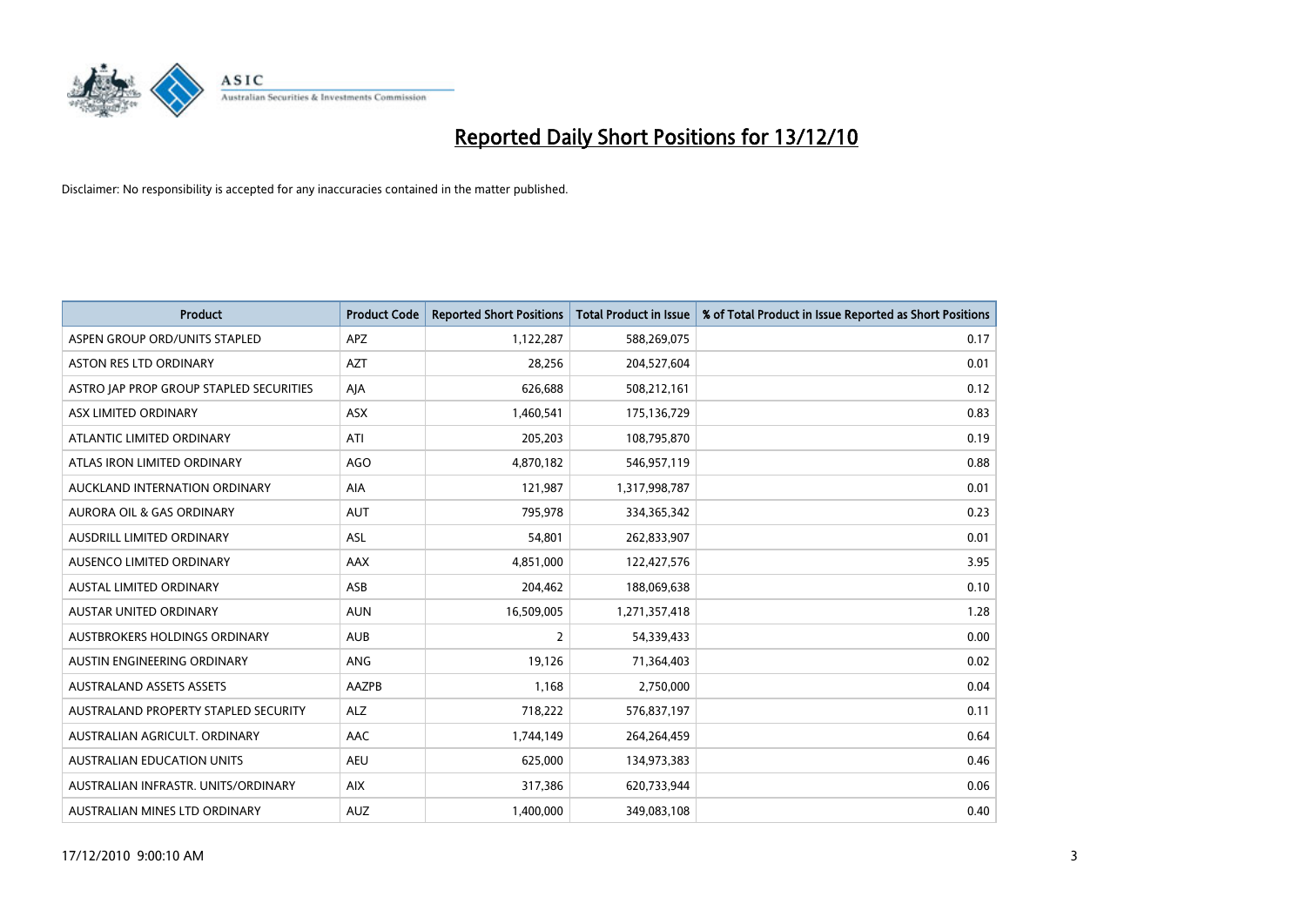# Reported Daily Short Positions for 13/12/10

Disclaimer: No responsibility is accepted for any inaccuracies contained in the matter published.

| Product | Product Code | Reported Short Positions | Total Product in Issue | % of Total Product in Issue Reported as Short Positions |
|---|---|---|---|---|
| ASPEN GROUP ORD/UNITS STAPLED | APZ | 1,122,287 | 588,269,075 | 0.17 |
| ASTON RES LTD ORDINARY | AZT | 28,256 | 204,527,604 | 0.01 |
| ASTRO JAP PROP GROUP STAPLED SECURITIES | AJA | 626,688 | 508,212,161 | 0.12 |
| ASX LIMITED ORDINARY | ASX | 1,460,541 | 175,136,729 | 0.83 |
| ATLANTIC LIMITED ORDINARY | ATI | 205,203 | 108,795,870 | 0.19 |
| ATLAS IRON LIMITED ORDINARY | AGO | 4,870,182 | 546,957,119 | 0.88 |
| AUCKLAND INTERNATION ORDINARY | AIA | 121,987 | 1,317,998,787 | 0.01 |
| AURORA OIL & GAS ORDINARY | AUT | 795,978 | 334,365,342 | 0.23 |
| AUSDRILL LIMITED ORDINARY | ASL | 54,801 | 262,833,907 | 0.01 |
| AUSENCO LIMITED ORDINARY | AAX | 4,851,000 | 122,427,576 | 3.95 |
| AUSTAL LIMITED ORDINARY | ASB | 204,462 | 188,069,638 | 0.10 |
| AUSTAR UNITED ORDINARY | AUN | 16,509,005 | 1,271,357,418 | 1.28 |
| AUSTBROKERS HOLDINGS ORDINARY | AUB | 2 | 54,339,433 | 0.00 |
| AUSTIN ENGINEERING ORDINARY | ANG | 19,126 | 71,364,403 | 0.02 |
| AUSTRALAND ASSETS ASSETS | AAZPB | 1,168 | 2,750,000 | 0.04 |
| AUSTRALAND PROPERTY STAPLED SECURITY | ALZ | 718,222 | 576,837,197 | 0.11 |
| AUSTRALIAN AGRICULT. ORDINARY | AAC | 1,744,149 | 264,264,459 | 0.64 |
| AUSTRALIAN EDUCATION UNITS | AEU | 625,000 | 134,973,383 | 0.46 |
| AUSTRALIAN INFRASTR. UNITS/ORDINARY | AIX | 317,386 | 620,733,944 | 0.06 |
| AUSTRALIAN MINES LTD ORDINARY | AUZ | 1,400,000 | 349,083,108 | 0.40 |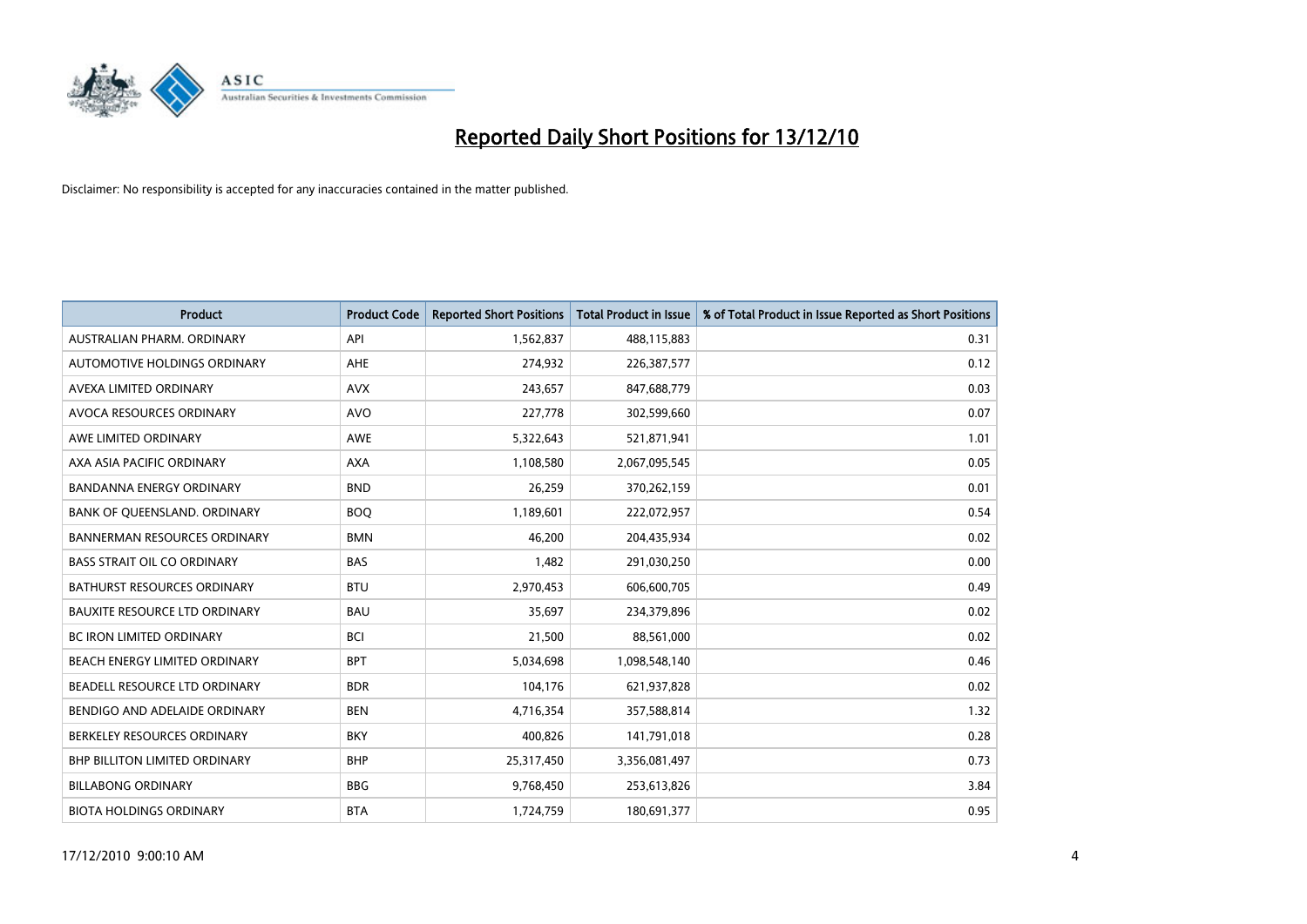# Reported Daily Short Positions for 13/12/10

Disclaimer: No responsibility is accepted for any inaccuracies contained in the matter published.

| Product | Product Code | Reported Short Positions | Total Product in Issue | % of Total Product in Issue Reported as Short Positions |
|---|---|---|---|---|
| AUSTRALIAN PHARM. ORDINARY | API | 1,562,837 | 488,115,883 | 0.31 |
| AUTOMOTIVE HOLDINGS ORDINARY | AHE | 274,932 | 226,387,577 | 0.12 |
| AVEXA LIMITED ORDINARY | AVX | 243,657 | 847,688,779 | 0.03 |
| AVOCA RESOURCES ORDINARY | AVO | 227,778 | 302,599,660 | 0.07 |
| AWE LIMITED ORDINARY | AWE | 5,322,643 | 521,871,941 | 1.01 |
| AXA ASIA PACIFIC ORDINARY | AXA | 1,108,580 | 2,067,095,545 | 0.05 |
| BANDANNA ENERGY ORDINARY | BND | 26,259 | 370,262,159 | 0.01 |
| BANK OF QUEENSLAND. ORDINARY | BOQ | 1,189,601 | 222,072,957 | 0.54 |
| BANNERMAN RESOURCES ORDINARY | BMN | 46,200 | 204,435,934 | 0.02 |
| BASS STRAIT OIL CO ORDINARY | BAS | 1,482 | 291,030,250 | 0.00 |
| BATHURST RESOURCES ORDINARY | BTU | 2,970,453 | 606,600,705 | 0.49 |
| BAUXITE RESOURCE LTD ORDINARY | BAU | 35,697 | 234,379,896 | 0.02 |
| BC IRON LIMITED ORDINARY | BCI | 21,500 | 88,561,000 | 0.02 |
| BEACH ENERGY LIMITED ORDINARY | BPT | 5,034,698 | 1,098,548,140 | 0.46 |
| BEADELL RESOURCE LTD ORDINARY | BDR | 104,176 | 621,937,828 | 0.02 |
| BENDIGO AND ADELAIDE ORDINARY | BEN | 4,716,354 | 357,588,814 | 1.32 |
| BERKELEY RESOURCES ORDINARY | BKY | 400,826 | 141,791,018 | 0.28 |
| BHP BILLITON LIMITED ORDINARY | BHP | 25,317,450 | 3,356,081,497 | 0.73 |
| BILLABONG ORDINARY | BBG | 9,768,450 | 253,613,826 | 3.84 |
| BIOTA HOLDINGS ORDINARY | BTA | 1,724,759 | 180,691,377 | 0.95 |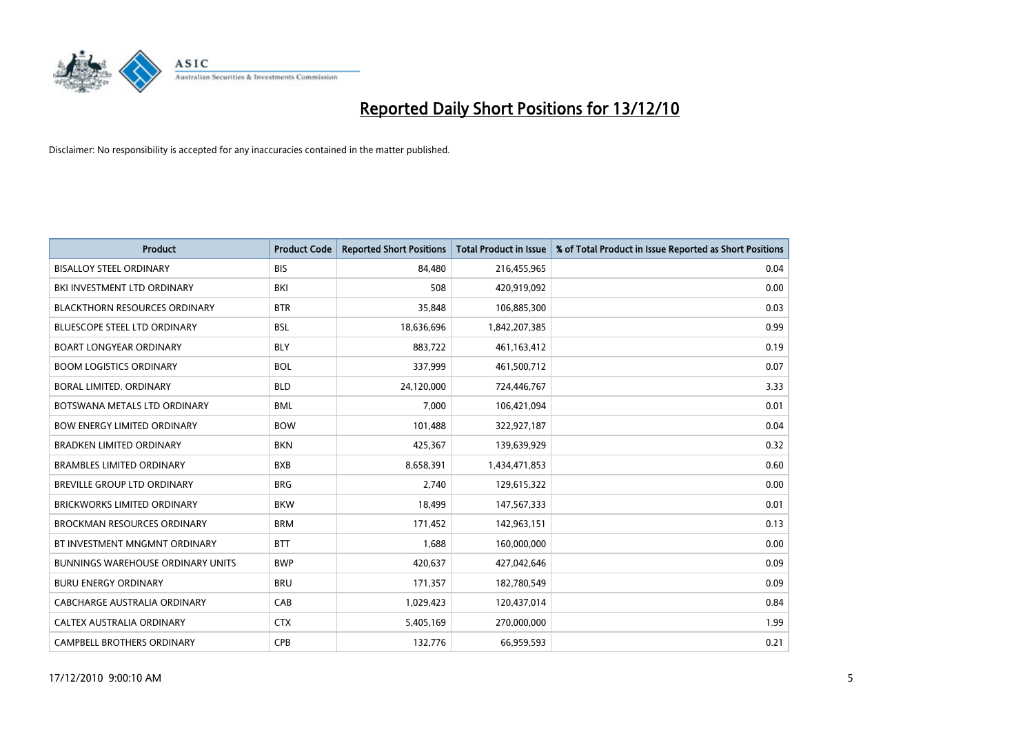# Reported Daily Short Positions for 13/12/10

Disclaimer: No responsibility is accepted for any inaccuracies contained in the matter published.

| Product | Product Code | Reported Short Positions | Total Product in Issue | % of Total Product in Issue Reported as Short Positions |
|---|---|---|---|---|
| BISALLOY STEEL ORDINARY | BIS | 84,480 | 216,455,965 | 0.04 |
| BKI INVESTMENT LTD ORDINARY | BKI | 508 | 420,919,092 | 0.00 |
| BLACKTHORN RESOURCES ORDINARY | BTR | 35,848 | 106,885,300 | 0.03 |
| BLUESCOPE STEEL LTD ORDINARY | BSL | 18,636,696 | 1,842,207,385 | 0.99 |
| BOART LONGYEAR ORDINARY | BLY | 883,722 | 461,163,412 | 0.19 |
| BOOM LOGISTICS ORDINARY | BOL | 337,999 | 461,500,712 | 0.07 |
| BORAL LIMITED. ORDINARY | BLD | 24,120,000 | 724,446,767 | 3.33 |
| BOTSWANA METALS LTD ORDINARY | BML | 7,000 | 106,421,094 | 0.01 |
| BOW ENERGY LIMITED ORDINARY | BOW | 101,488 | 322,927,187 | 0.04 |
| BRADKEN LIMITED ORDINARY | BKN | 425,367 | 139,639,929 | 0.32 |
| BRAMBLES LIMITED ORDINARY | BXB | 8,658,391 | 1,434,471,853 | 0.60 |
| BREVILLE GROUP LTD ORDINARY | BRG | 2,740 | 129,615,322 | 0.00 |
| BRICKWORKS LIMITED ORDINARY | BKW | 18,499 | 147,567,333 | 0.01 |
| BROCKMAN RESOURCES ORDINARY | BRM | 171,452 | 142,963,151 | 0.13 |
| BT INVESTMENT MNGMNT ORDINARY | BTT | 1,688 | 160,000,000 | 0.00 |
| BUNNINGS WAREHOUSE ORDINARY UNITS | BWP | 420,637 | 427,042,646 | 0.09 |
| BURU ENERGY ORDINARY | BRU | 171,357 | 182,780,549 | 0.09 |
| CABCHARGE AUSTRALIA ORDINARY | CAB | 1,029,423 | 120,437,014 | 0.84 |
| CALTEX AUSTRALIA ORDINARY | CTX | 5,405,169 | 270,000,000 | 1.99 |
| CAMPBELL BROTHERS ORDINARY | CPB | 132,776 | 66,959,593 | 0.21 |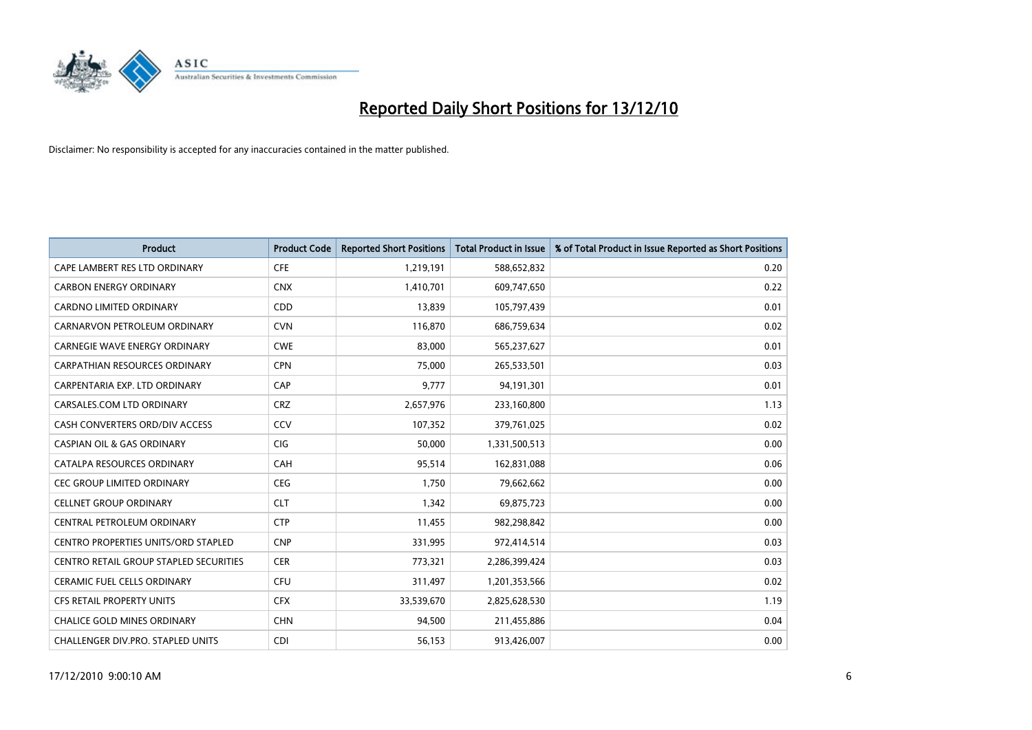# Reported Daily Short Positions for 13/12/10

Disclaimer: No responsibility is accepted for any inaccuracies contained in the matter published.

| Product | Product Code | Reported Short Positions | Total Product in Issue | % of Total Product in Issue Reported as Short Positions |
|---|---|---|---|---|
| CAPE LAMBERT RES LTD ORDINARY | CFE | 1,219,191 | 588,652,832 | 0.20 |
| CARBON ENERGY ORDINARY | CNX | 1,410,701 | 609,747,650 | 0.22 |
| CARDNO LIMITED ORDINARY | CDD | 13,839 | 105,797,439 | 0.01 |
| CARNARVON PETROLEUM ORDINARY | CVN | 116,870 | 686,759,634 | 0.02 |
| CARNEGIE WAVE ENERGY ORDINARY | CWE | 83,000 | 565,237,627 | 0.01 |
| CARPATHIAN RESOURCES ORDINARY | CPN | 75,000 | 265,533,501 | 0.03 |
| CARPENTARIA EXP. LTD ORDINARY | CAP | 9,777 | 94,191,301 | 0.01 |
| CARSALES.COM LTD ORDINARY | CRZ | 2,657,976 | 233,160,800 | 1.13 |
| CASH CONVERTERS ORD/DIV ACCESS | CCV | 107,352 | 379,761,025 | 0.02 |
| CASPIAN OIL & GAS ORDINARY | CIG | 50,000 | 1,331,500,513 | 0.00 |
| CATALPA RESOURCES ORDINARY | CAH | 95,514 | 162,831,088 | 0.06 |
| CEC GROUP LIMITED ORDINARY | CEG | 1,750 | 79,662,662 | 0.00 |
| CELLNET GROUP ORDINARY | CLT | 1,342 | 69,875,723 | 0.00 |
| CENTRAL PETROLEUM ORDINARY | CTP | 11,455 | 982,298,842 | 0.00 |
| CENTRO PROPERTIES UNITS/ORD STAPLED | CNP | 331,995 | 972,414,514 | 0.03 |
| CENTRO RETAIL GROUP STAPLED SECURITIES | CER | 773,321 | 2,286,399,424 | 0.03 |
| CERAMIC FUEL CELLS ORDINARY | CFU | 311,497 | 1,201,353,566 | 0.02 |
| CFS RETAIL PROPERTY UNITS | CFX | 33,539,670 | 2,825,628,530 | 1.19 |
| CHALICE GOLD MINES ORDINARY | CHN | 94,500 | 211,455,886 | 0.04 |
| CHALLENGER DIV.PRO. STAPLED UNITS | CDI | 56,153 | 913,426,007 | 0.00 |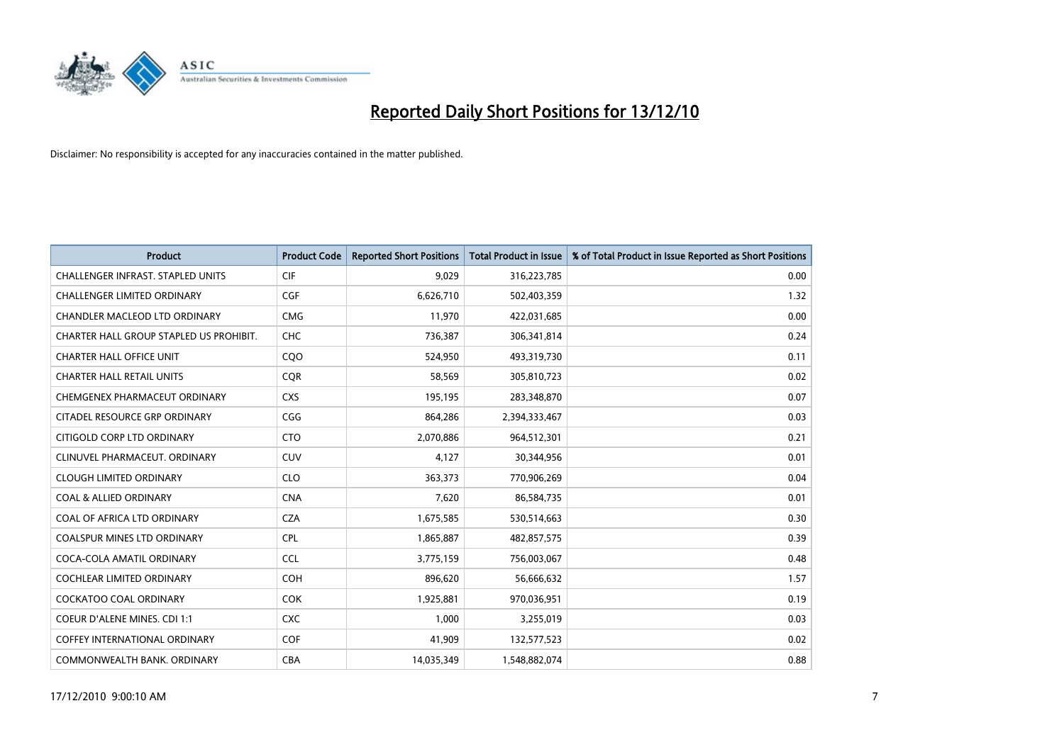# Reported Daily Short Positions for 13/12/10

Disclaimer: No responsibility is accepted for any inaccuracies contained in the matter published.

| Product | Product Code | Reported Short Positions | Total Product in Issue | % of Total Product in Issue Reported as Short Positions |
|---|---|---|---|---|
| CHALLENGER INFRAST. STAPLED UNITS | CIF | 9,029 | 316,223,785 | 0.00 |
| CHALLENGER LIMITED ORDINARY | CGF | 6,626,710 | 502,403,359 | 1.32 |
| CHANDLER MACLEOD LTD ORDINARY | CMG | 11,970 | 422,031,685 | 0.00 |
| CHARTER HALL GROUP STAPLED US PROHIBIT. | CHC | 736,387 | 306,341,814 | 0.24 |
| CHARTER HALL OFFICE UNIT | CQO | 524,950 | 493,319,730 | 0.11 |
| CHARTER HALL RETAIL UNITS | CQR | 58,569 | 305,810,723 | 0.02 |
| CHEMGENEX PHARMACEUT ORDINARY | CXS | 195,195 | 283,348,870 | 0.07 |
| CITADEL RESOURCE GRP ORDINARY | CGG | 864,286 | 2,394,333,467 | 0.03 |
| CITIGOLD CORP LTD ORDINARY | CTO | 2,070,886 | 964,512,301 | 0.21 |
| CLINUVEL PHARMACEUT. ORDINARY | CUV | 4,127 | 30,344,956 | 0.01 |
| CLOUGH LIMITED ORDINARY | CLO | 363,373 | 770,906,269 | 0.04 |
| COAL & ALLIED ORDINARY | CNA | 7,620 | 86,584,735 | 0.01 |
| COAL OF AFRICA LTD ORDINARY | CZA | 1,675,585 | 530,514,663 | 0.30 |
| COALSPUR MINES LTD ORDINARY | CPL | 1,865,887 | 482,857,575 | 0.39 |
| COCA-COLA AMATIL ORDINARY | CCL | 3,775,159 | 756,003,067 | 0.48 |
| COCHLEAR LIMITED ORDINARY | COH | 896,620 | 56,666,632 | 1.57 |
| COCKATOO COAL ORDINARY | COK | 1,925,881 | 970,036,951 | 0.19 |
| COEUR D'ALENE MINES. CDI 1:1 | CXC | 1,000 | 3,255,019 | 0.03 |
| COFFEY INTERNATIONAL ORDINARY | COF | 41,909 | 132,577,523 | 0.02 |
| COMMONWEALTH BANK. ORDINARY | CBA | 14,035,349 | 1,548,882,074 | 0.88 |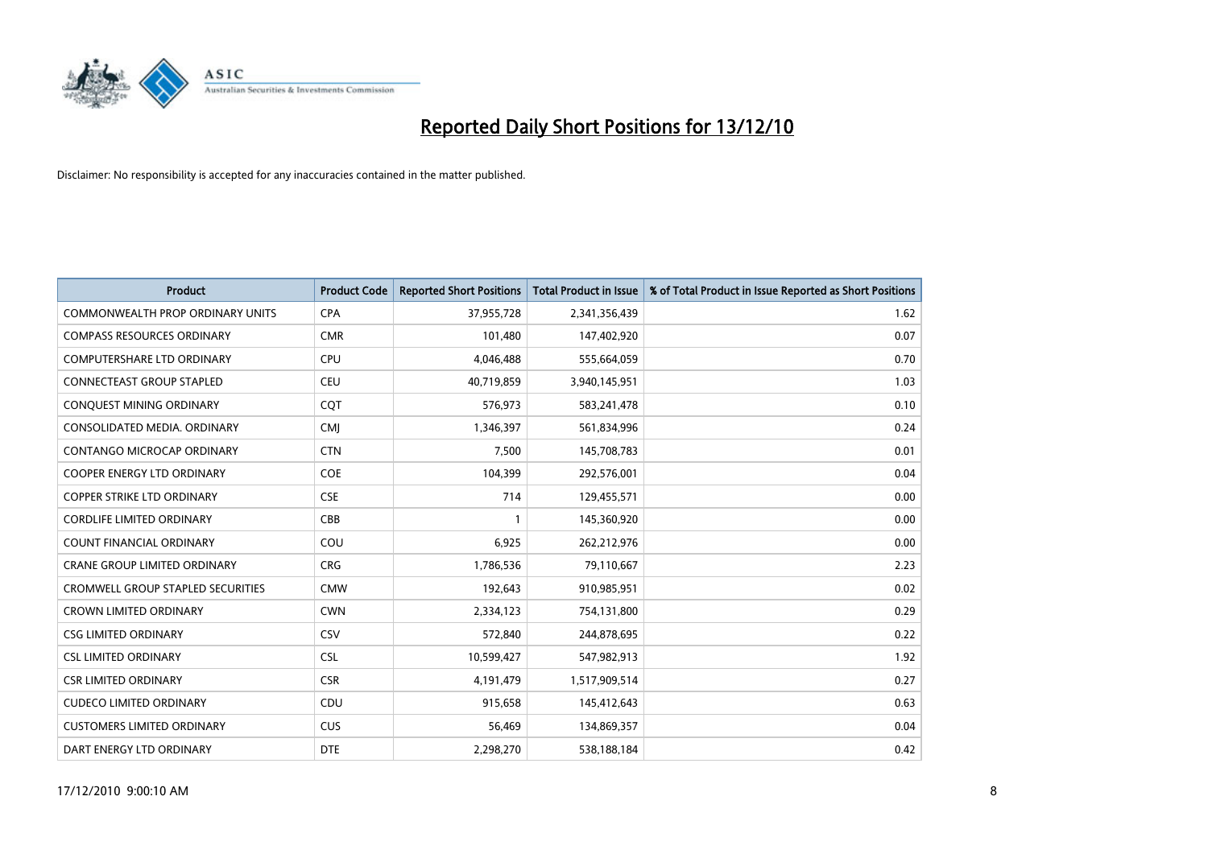# Reported Daily Short Positions for 13/12/10

Disclaimer: No responsibility is accepted for any inaccuracies contained in the matter published.

| Product | Product Code | Reported Short Positions | Total Product in Issue | % of Total Product in Issue Reported as Short Positions |
|---|---|---|---|---|
| COMMONWEALTH PROP ORDINARY UNITS | CPA | 37,955,728 | 2,341,356,439 | 1.62 |
| COMPASS RESOURCES ORDINARY | CMR | 101,480 | 147,402,920 | 0.07 |
| COMPUTERSHARE LTD ORDINARY | CPU | 4,046,488 | 555,664,059 | 0.70 |
| CONNECTEAST GROUP STAPLED | CEU | 40,719,859 | 3,940,145,951 | 1.03 |
| CONQUEST MINING ORDINARY | CQT | 576,973 | 583,241,478 | 0.10 |
| CONSOLIDATED MEDIA. ORDINARY | CMJ | 1,346,397 | 561,834,996 | 0.24 |
| CONTANGO MICROCAP ORDINARY | CTN | 7,500 | 145,708,783 | 0.01 |
| COOPER ENERGY LTD ORDINARY | COE | 104,399 | 292,576,001 | 0.04 |
| COPPER STRIKE LTD ORDINARY | CSE | 714 | 129,455,571 | 0.00 |
| CORDLIFE LIMITED ORDINARY | CBB | 1 | 145,360,920 | 0.00 |
| COUNT FINANCIAL ORDINARY | COU | 6,925 | 262,212,976 | 0.00 |
| CRANE GROUP LIMITED ORDINARY | CRG | 1,786,536 | 79,110,667 | 2.23 |
| CROMWELL GROUP STAPLED SECURITIES | CMW | 192,643 | 910,985,951 | 0.02 |
| CROWN LIMITED ORDINARY | CWN | 2,334,123 | 754,131,800 | 0.29 |
| CSG LIMITED ORDINARY | CSV | 572,840 | 244,878,695 | 0.22 |
| CSL LIMITED ORDINARY | CSL | 10,599,427 | 547,982,913 | 1.92 |
| CSR LIMITED ORDINARY | CSR | 4,191,479 | 1,517,909,514 | 0.27 |
| CUDECO LIMITED ORDINARY | CDU | 915,658 | 145,412,643 | 0.63 |
| CUSTOMERS LIMITED ORDINARY | CUS | 56,469 | 134,869,357 | 0.04 |
| DART ENERGY LTD ORDINARY | DTE | 2,298,270 | 538,188,184 | 0.42 |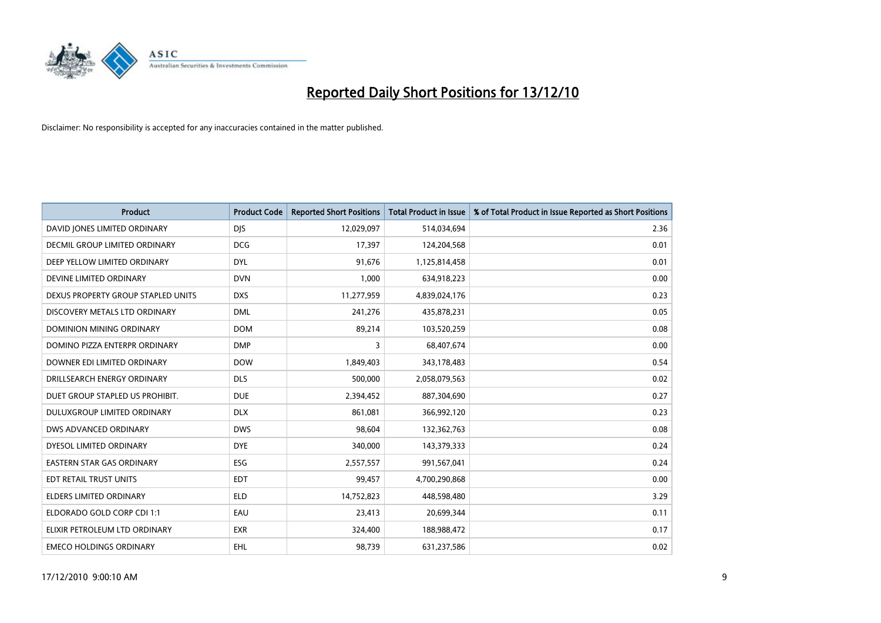# Reported Daily Short Positions for 13/12/10

Disclaimer: No responsibility is accepted for any inaccuracies contained in the matter published.

| Product | Product Code | Reported Short Positions | Total Product in Issue | % of Total Product in Issue Reported as Short Positions |
|---|---|---|---|---|
| DAVID JONES LIMITED ORDINARY | DJS | 12,029,097 | 514,034,694 | 2.36 |
| DECMIL GROUP LIMITED ORDINARY | DCG | 17,397 | 124,204,568 | 0.01 |
| DEEP YELLOW LIMITED ORDINARY | DYL | 91,676 | 1,125,814,458 | 0.01 |
| DEVINE LIMITED ORDINARY | DVN | 1,000 | 634,918,223 | 0.00 |
| DEXUS PROPERTY GROUP STAPLED UNITS | DXS | 11,277,959 | 4,839,024,176 | 0.23 |
| DISCOVERY METALS LTD ORDINARY | DML | 241,276 | 435,878,231 | 0.05 |
| DOMINION MINING ORDINARY | DOM | 89,214 | 103,520,259 | 0.08 |
| DOMINO PIZZA ENTERPR ORDINARY | DMP | 3 | 68,407,674 | 0.00 |
| DOWNER EDI LIMITED ORDINARY | DOW | 1,849,403 | 343,178,483 | 0.54 |
| DRILLSEARCH ENERGY ORDINARY | DLS | 500,000 | 2,058,079,563 | 0.02 |
| DUET GROUP STAPLED US PROHIBIT. | DUE | 2,394,452 | 887,304,690 | 0.27 |
| DULUXGROUP LIMITED ORDINARY | DLX | 861,081 | 366,992,120 | 0.23 |
| DWS ADVANCED ORDINARY | DWS | 98,604 | 132,362,763 | 0.08 |
| DYESOL LIMITED ORDINARY | DYE | 340,000 | 143,379,333 | 0.24 |
| EASTERN STAR GAS ORDINARY | ESG | 2,557,557 | 991,567,041 | 0.24 |
| EDT RETAIL TRUST UNITS | EDT | 99,457 | 4,700,290,868 | 0.00 |
| ELDERS LIMITED ORDINARY | ELD | 14,752,823 | 448,598,480 | 3.29 |
| ELDORADO GOLD CORP CDI 1:1 | EAU | 23,413 | 20,699,344 | 0.11 |
| ELIXIR PETROLEUM LTD ORDINARY | EXR | 324,400 | 188,988,472 | 0.17 |
| EMECO HOLDINGS ORDINARY | EHL | 98,739 | 631,237,586 | 0.02 |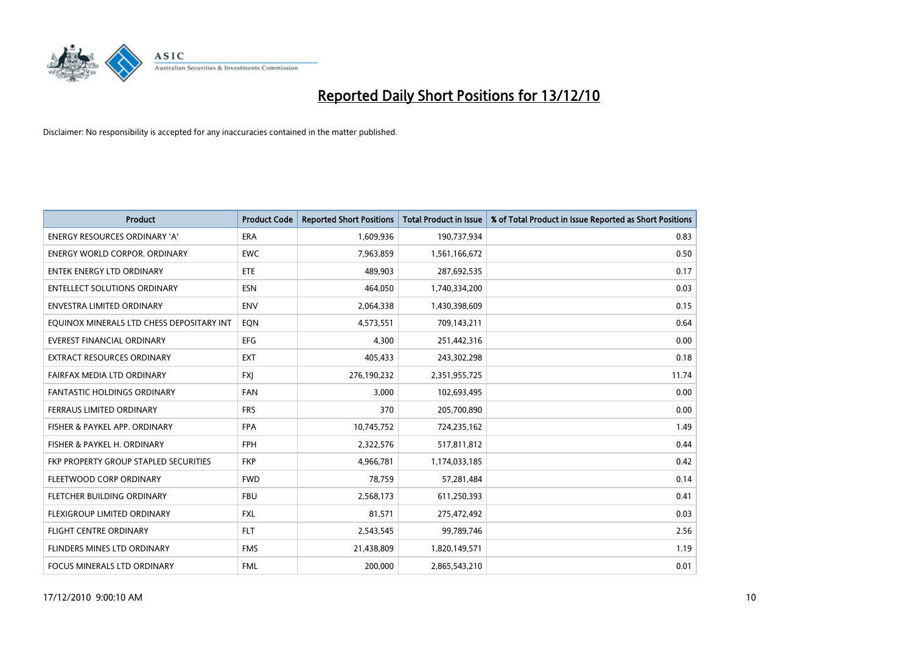# Reported Daily Short Positions for 13/12/10

Disclaimer: No responsibility is accepted for any inaccuracies contained in the matter published.

| Product | Product Code | Reported Short Positions | Total Product in Issue | % of Total Product in Issue Reported as Short Positions |
|---|---|---|---|---|
| ENERGY RESOURCES ORDINARY 'A' | ERA | 1,609,936 | 190,737,934 | 0.83 |
| ENERGY WORLD CORPOR. ORDINARY | EWC | 7,963,859 | 1,561,166,672 | 0.50 |
| ENTEK ENERGY LTD ORDINARY | ETE | 489,903 | 287,692,535 | 0.17 |
| ENTELLECT SOLUTIONS ORDINARY | ESN | 464,050 | 1,740,334,200 | 0.03 |
| ENVESTRA LIMITED ORDINARY | ENV | 2,064,338 | 1,430,398,609 | 0.15 |
| EQUINOX MINERALS LTD CHESS DEPOSITARY INT | EQN | 4,573,551 | 709,143,211 | 0.64 |
| EVEREST FINANCIAL ORDINARY | EFG | 4,300 | 251,442,316 | 0.00 |
| EXTRACT RESOURCES ORDINARY | EXT | 405,433 | 243,302,298 | 0.18 |
| FAIRFAX MEDIA LTD ORDINARY | FXJ | 276,190,232 | 2,351,955,725 | 11.74 |
| FANTASTIC HOLDINGS ORDINARY | FAN | 3,000 | 102,693,495 | 0.00 |
| FERRAUS LIMITED ORDINARY | FRS | 370 | 205,700,890 | 0.00 |
| FISHER & PAYKEL APP. ORDINARY | FPA | 10,745,752 | 724,235,162 | 1.49 |
| FISHER & PAYKEL H. ORDINARY | FPH | 2,322,576 | 517,811,812 | 0.44 |
| FKP PROPERTY GROUP STAPLED SECURITIES | FKP | 4,966,781 | 1,174,033,185 | 0.42 |
| FLEETWOOD CORP ORDINARY | FWD | 78,759 | 57,281,484 | 0.14 |
| FLETCHER BUILDING ORDINARY | FBU | 2,568,173 | 611,250,393 | 0.41 |
| FLEXIGROUP LIMITED ORDINARY | FXL | 81,571 | 275,472,492 | 0.03 |
| FLIGHT CENTRE ORDINARY | FLT | 2,543,545 | 99,789,746 | 2.56 |
| FLINDERS MINES LTD ORDINARY | FMS | 21,438,809 | 1,820,149,571 | 1.19 |
| FOCUS MINERALS LTD ORDINARY | FML | 200,000 | 2,865,543,210 | 0.01 |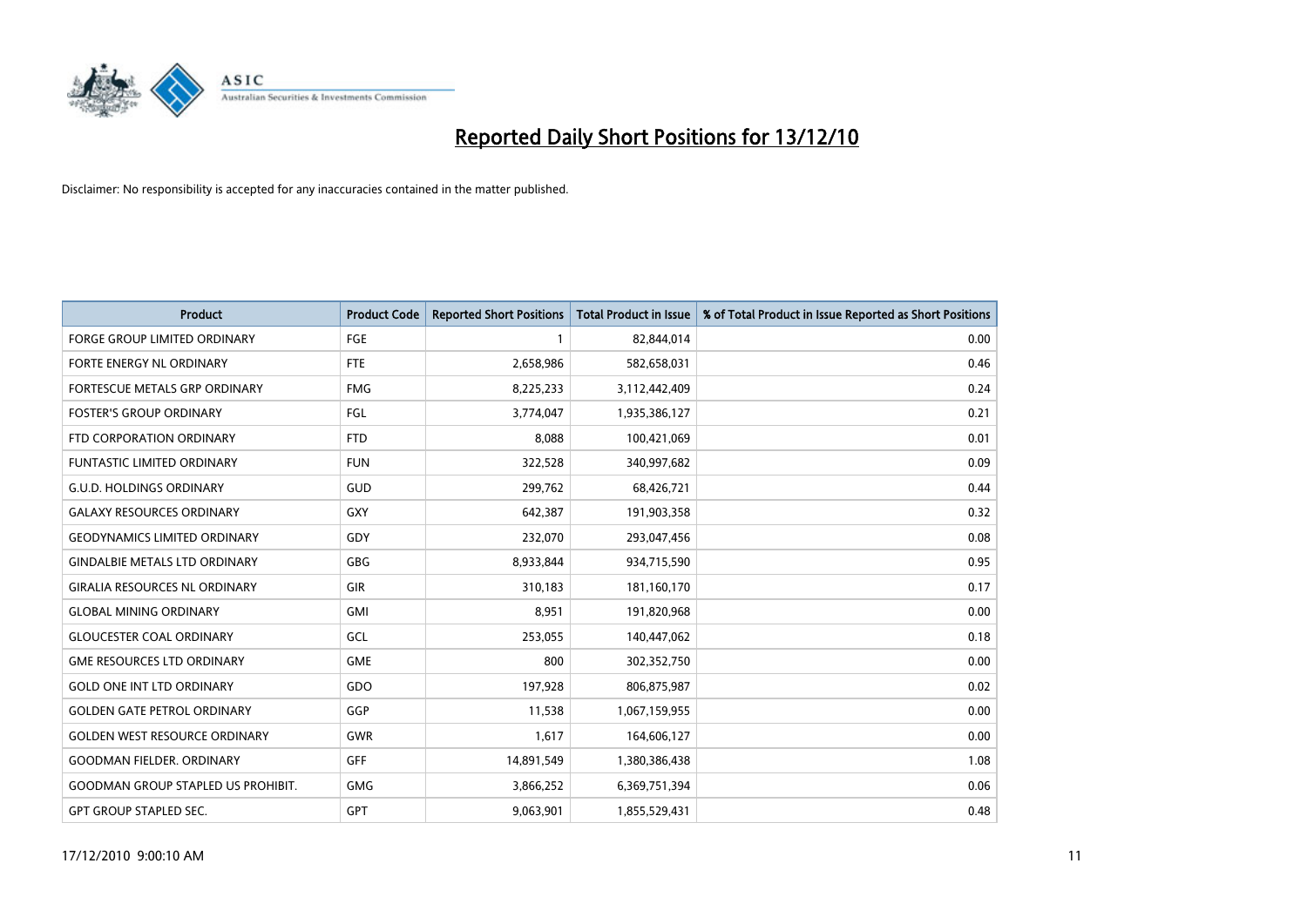# Reported Daily Short Positions for 13/12/10

Disclaimer: No responsibility is accepted for any inaccuracies contained in the matter published.

| Product | Product Code | Reported Short Positions | Total Product in Issue | % of Total Product in Issue Reported as Short Positions |
|---|---|---|---|---|
| FORGE GROUP LIMITED ORDINARY | FGE | 1 | 82,844,014 | 0.00 |
| FORTE ENERGY NL ORDINARY | FTE | 2,658,986 | 582,658,031 | 0.46 |
| FORTESCUE METALS GRP ORDINARY | FMG | 8,225,233 | 3,112,442,409 | 0.24 |
| FOSTER'S GROUP ORDINARY | FGL | 3,774,047 | 1,935,386,127 | 0.21 |
| FTD CORPORATION ORDINARY | FTD | 8,088 | 100,421,069 | 0.01 |
| FUNTASTIC LIMITED ORDINARY | FUN | 322,528 | 340,997,682 | 0.09 |
| G.U.D. HOLDINGS ORDINARY | GUD | 299,762 | 68,426,721 | 0.44 |
| GALAXY RESOURCES ORDINARY | GXY | 642,387 | 191,903,358 | 0.32 |
| GEODYNAMICS LIMITED ORDINARY | GDY | 232,070 | 293,047,456 | 0.08 |
| GINDALBIE METALS LTD ORDINARY | GBG | 8,933,844 | 934,715,590 | 0.95 |
| GIRALIA RESOURCES NL ORDINARY | GIR | 310,183 | 181,160,170 | 0.17 |
| GLOBAL MINING ORDINARY | GMI | 8,951 | 191,820,968 | 0.00 |
| GLOUCESTER COAL ORDINARY | GCL | 253,055 | 140,447,062 | 0.18 |
| GME RESOURCES LTD ORDINARY | GME | 800 | 302,352,750 | 0.00 |
| GOLD ONE INT LTD ORDINARY | GDO | 197,928 | 806,875,987 | 0.02 |
| GOLDEN GATE PETROL ORDINARY | GGP | 11,538 | 1,067,159,955 | 0.00 |
| GOLDEN WEST RESOURCE ORDINARY | GWR | 1,617 | 164,606,127 | 0.00 |
| GOODMAN FIELDER. ORDINARY | GFF | 14,891,549 | 1,380,386,438 | 1.08 |
| GOODMAN GROUP STAPLED US PROHIBIT. | GMG | 3,866,252 | 6,369,751,394 | 0.06 |
| GPT GROUP STAPLED SEC. | GPT | 9,063,901 | 1,855,529,431 | 0.48 |

17/12/2010 9:00:10 AM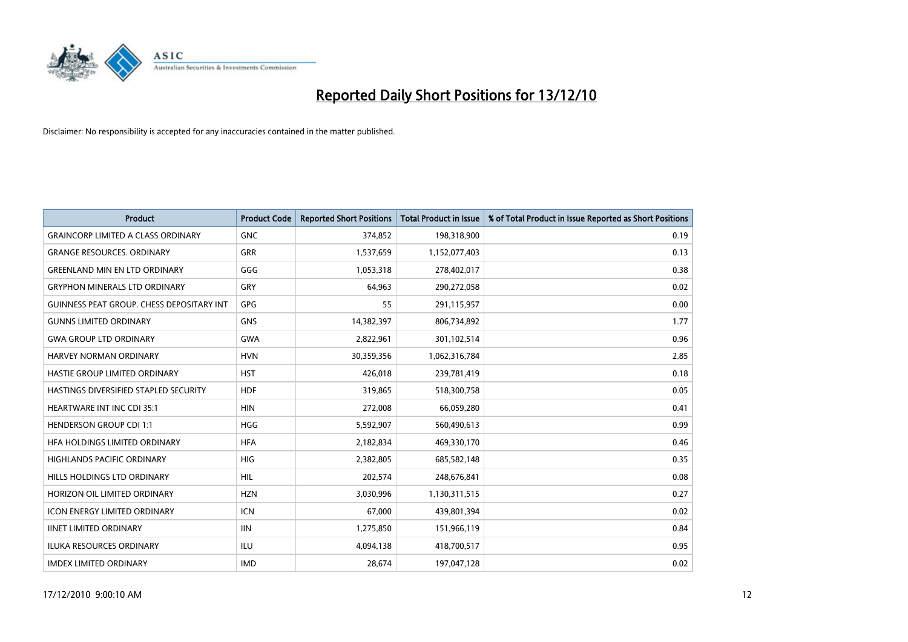# Reported Daily Short Positions for 13/12/10

Disclaimer: No responsibility is accepted for any inaccuracies contained in the matter published.

| Product | Product Code | Reported Short Positions | Total Product in Issue | % of Total Product in Issue Reported as Short Positions |
|---|---|---|---|---|
| GRAINCORP LIMITED A CLASS ORDINARY | GNC | 374,852 | 198,318,900 | 0.19 |
| GRANGE RESOURCES. ORDINARY | GRR | 1,537,659 | 1,152,077,403 | 0.13 |
| GREENLAND MIN EN LTD ORDINARY | GGG | 1,053,318 | 278,402,017 | 0.38 |
| GRYPHON MINERALS LTD ORDINARY | GRY | 64,963 | 290,272,058 | 0.02 |
| GUINNESS PEAT GROUP. CHESS DEPOSITARY INT | GPG | 55 | 291,115,957 | 0.00 |
| GUNNS LIMITED ORDINARY | GNS | 14,382,397 | 806,734,892 | 1.77 |
| GWA GROUP LTD ORDINARY | GWA | 2,822,961 | 301,102,514 | 0.96 |
| HARVEY NORMAN ORDINARY | HVN | 30,359,356 | 1,062,316,784 | 2.85 |
| HASTIE GROUP LIMITED ORDINARY | HST | 426,018 | 239,781,419 | 0.18 |
| HASTINGS DIVERSIFIED STAPLED SECURITY | HDF | 319,865 | 518,300,758 | 0.05 |
| HEARTWARE INT INC CDI 35:1 | HIN | 272,008 | 66,059,280 | 0.41 |
| HENDERSON GROUP CDI 1:1 | HGG | 5,592,907 | 560,490,613 | 0.99 |
| HFA HOLDINGS LIMITED ORDINARY | HFA | 2,182,834 | 469,330,170 | 0.46 |
| HIGHLANDS PACIFIC ORDINARY | HIG | 2,382,805 | 685,582,148 | 0.35 |
| HILLS HOLDINGS LTD ORDINARY | HIL | 202,574 | 248,676,841 | 0.08 |
| HORIZON OIL LIMITED ORDINARY | HZN | 3,030,996 | 1,130,311,515 | 0.27 |
| ICON ENERGY LIMITED ORDINARY | ICN | 67,000 | 439,801,394 | 0.02 |
| IINET LIMITED ORDINARY | IIN | 1,275,850 | 151,966,119 | 0.84 |
| ILUKA RESOURCES ORDINARY | ILU | 4,094,138 | 418,700,517 | 0.95 |
| IMDEX LIMITED ORDINARY | IMD | 28,674 | 197,047,128 | 0.02 |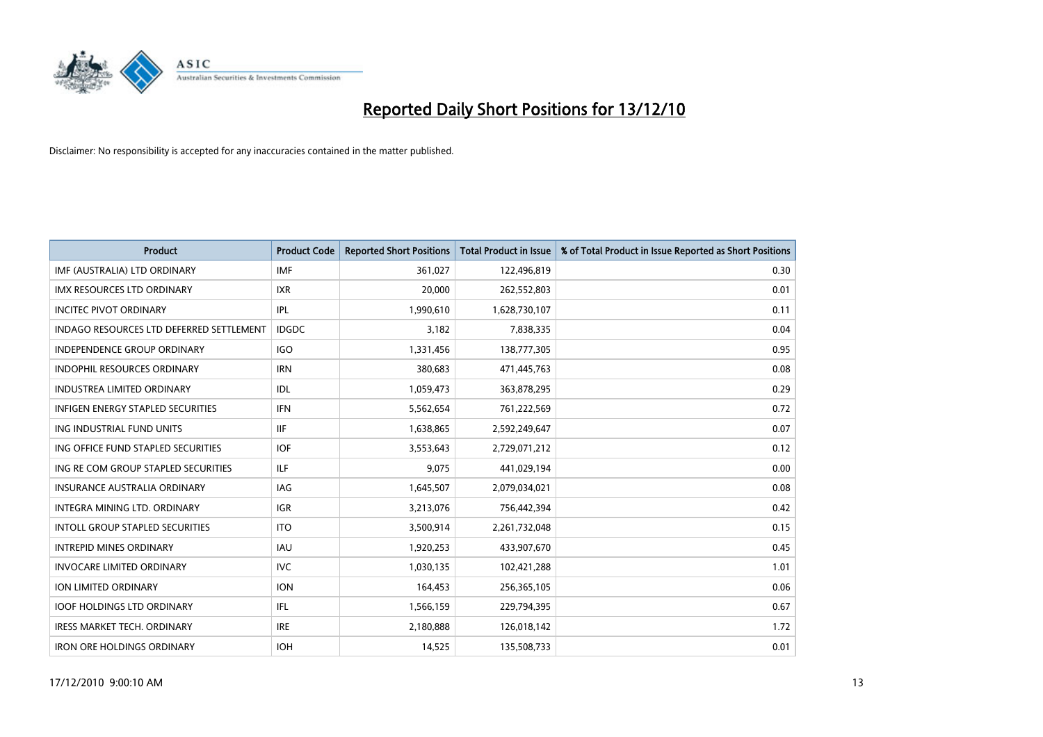# Reported Daily Short Positions for 13/12/10

Disclaimer: No responsibility is accepted for any inaccuracies contained in the matter published.

| Product | Product Code | Reported Short Positions | Total Product in Issue | % of Total Product in Issue Reported as Short Positions |
|---|---|---|---|---|
| IMF (AUSTRALIA) LTD ORDINARY | IMF | 361,027 | 122,496,819 | 0.30 |
| IMX RESOURCES LTD ORDINARY | IXR | 20,000 | 262,552,803 | 0.01 |
| INCITEC PIVOT ORDINARY | IPL | 1,990,610 | 1,628,730,107 | 0.11 |
| INDAGO RESOURCES LTD DEFERRED SETTLEMENT | IDGDC | 3,182 | 7,838,335 | 0.04 |
| INDEPENDENCE GROUP ORDINARY | IGO | 1,331,456 | 138,777,305 | 0.95 |
| INDOPHIL RESOURCES ORDINARY | IRN | 380,683 | 471,445,763 | 0.08 |
| INDUSTREA LIMITED ORDINARY | IDL | 1,059,473 | 363,878,295 | 0.29 |
| INFIGEN ENERGY STAPLED SECURITIES | IFN | 5,562,654 | 761,222,569 | 0.72 |
| ING INDUSTRIAL FUND UNITS | IIF | 1,638,865 | 2,592,249,647 | 0.07 |
| ING OFFICE FUND STAPLED SECURITIES | IOF | 3,553,643 | 2,729,071,212 | 0.12 |
| ING RE COM GROUP STAPLED SECURITIES | ILF | 9,075 | 441,029,194 | 0.00 |
| INSURANCE AUSTRALIA ORDINARY | IAG | 1,645,507 | 2,079,034,021 | 0.08 |
| INTEGRA MINING LTD. ORDINARY | IGR | 3,213,076 | 756,442,394 | 0.42 |
| INTOLL GROUP STAPLED SECURITIES | ITO | 3,500,914 | 2,261,732,048 | 0.15 |
| INTREPID MINES ORDINARY | IAU | 1,920,253 | 433,907,670 | 0.45 |
| INVOCARE LIMITED ORDINARY | IVC | 1,030,135 | 102,421,288 | 1.01 |
| ION LIMITED ORDINARY | ION | 164,453 | 256,365,105 | 0.06 |
| IOOF HOLDINGS LTD ORDINARY | IFL | 1,566,159 | 229,794,395 | 0.67 |
| IRESS MARKET TECH. ORDINARY | IRE | 2,180,888 | 126,018,142 | 1.72 |
| IRON ORE HOLDINGS ORDINARY | IOH | 14,525 | 135,508,733 | 0.01 |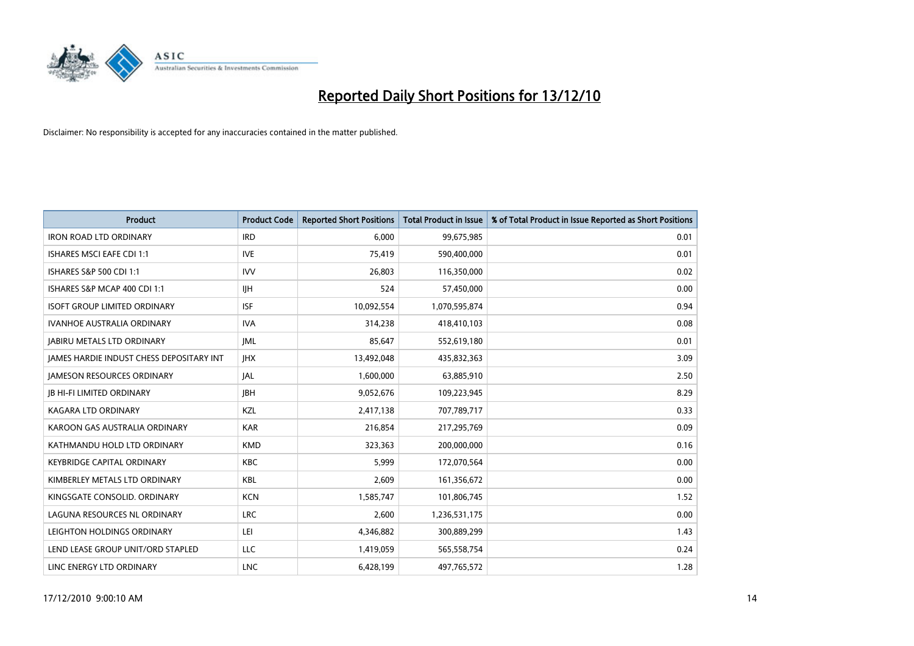# Reported Daily Short Positions for 13/12/10

Disclaimer: No responsibility is accepted for any inaccuracies contained in the matter published.

| Product | Product Code | Reported Short Positions | Total Product in Issue | % of Total Product in Issue Reported as Short Positions |
|---|---|---|---|---|
| IRON ROAD LTD ORDINARY | IRD | 6,000 | 99,675,985 | 0.01 |
| ISHARES MSCI EAFE CDI 1:1 | IVE | 75,419 | 590,400,000 | 0.01 |
| ISHARES S&P 500 CDI 1:1 | IVV | 26,803 | 116,350,000 | 0.02 |
| ISHARES S&P MCAP 400 CDI 1:1 | IJH | 524 | 57,450,000 | 0.00 |
| ISOFT GROUP LIMITED ORDINARY | ISF | 10,092,554 | 1,070,595,874 | 0.94 |
| IVANHOE AUSTRALIA ORDINARY | IVA | 314,238 | 418,410,103 | 0.08 |
| JABIRU METALS LTD ORDINARY | JML | 85,647 | 552,619,180 | 0.01 |
| JAMES HARDIE INDUST CHESS DEPOSITARY INT | JHX | 13,492,048 | 435,832,363 | 3.09 |
| JAMESON RESOURCES ORDINARY | JAL | 1,600,000 | 63,885,910 | 2.50 |
| JB HI-FI LIMITED ORDINARY | JBH | 9,052,676 | 109,223,945 | 8.29 |
| KAGARA LTD ORDINARY | KZL | 2,417,138 | 707,789,717 | 0.33 |
| KAROON GAS AUSTRALIA ORDINARY | KAR | 216,854 | 217,295,769 | 0.09 |
| KATHMANDU HOLD LTD ORDINARY | KMD | 323,363 | 200,000,000 | 0.16 |
| KEYBRIDGE CAPITAL ORDINARY | KBC | 5,999 | 172,070,564 | 0.00 |
| KIMBERLEY METALS LTD ORDINARY | KBL | 2,609 | 161,356,672 | 0.00 |
| KINGSGATE CONSOLID. ORDINARY | KCN | 1,585,747 | 101,806,745 | 1.52 |
| LAGUNA RESOURCES NL ORDINARY | LRC | 2,600 | 1,236,531,175 | 0.00 |
| LEIGHTON HOLDINGS ORDINARY | LEI | 4,346,882 | 300,889,299 | 1.43 |
| LEND LEASE GROUP UNIT/ORD STAPLED | LLC | 1,419,059 | 565,558,754 | 0.24 |
| LINC ENERGY LTD ORDINARY | LNC | 6,428,199 | 497,765,572 | 1.28 |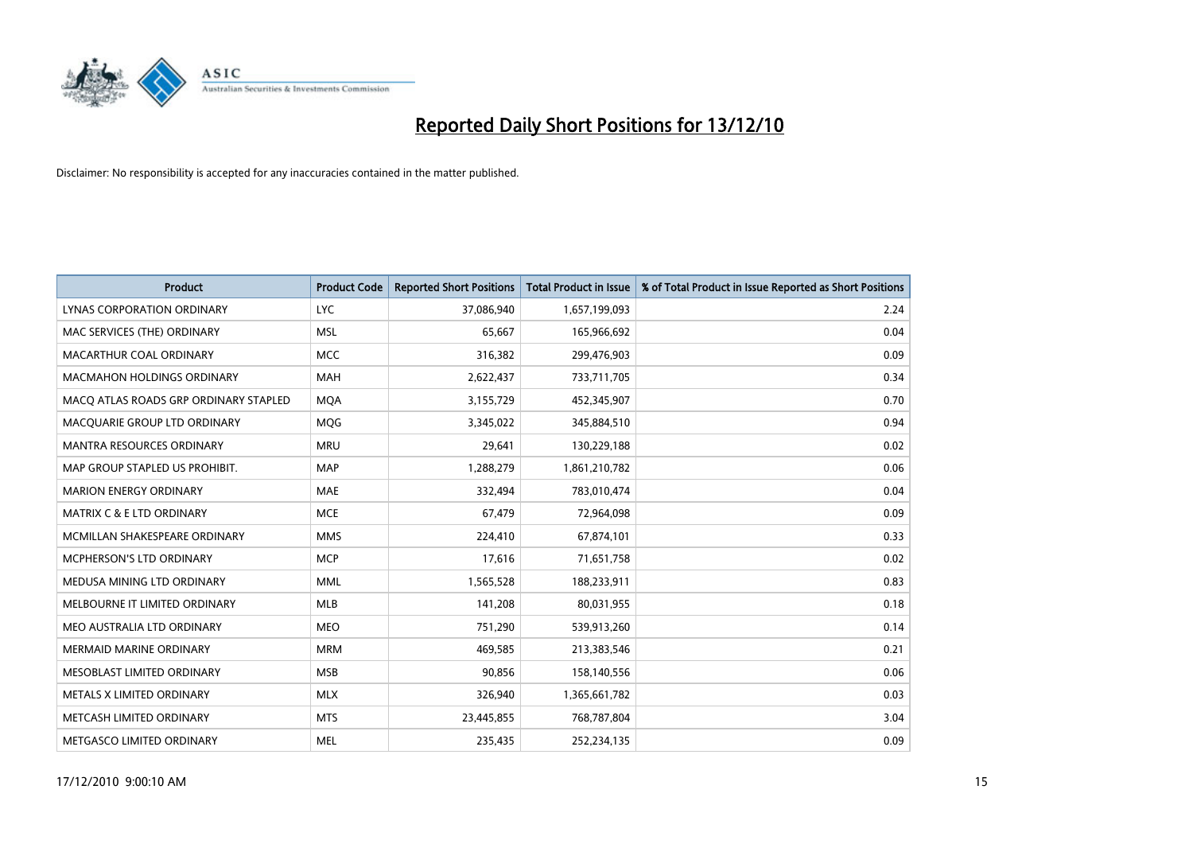# Reported Daily Short Positions for 13/12/10

Disclaimer: No responsibility is accepted for any inaccuracies contained in the matter published.

| Product | Product Code | Reported Short Positions | Total Product in Issue | % of Total Product in Issue Reported as Short Positions |
|---|---|---|---|---|
| LYNAS CORPORATION ORDINARY | LYC | 37,086,940 | 1,657,199,093 | 2.24 |
| MAC SERVICES (THE) ORDINARY | MSL | 65,667 | 165,966,692 | 0.04 |
| MACARTHUR COAL ORDINARY | MCC | 316,382 | 299,476,903 | 0.09 |
| MACMAHON HOLDINGS ORDINARY | MAH | 2,622,437 | 733,711,705 | 0.34 |
| MACQ ATLAS ROADS GRP ORDINARY STAPLED | MQA | 3,155,729 | 452,345,907 | 0.70 |
| MACQUARIE GROUP LTD ORDINARY | MQG | 3,345,022 | 345,884,510 | 0.94 |
| MANTRA RESOURCES ORDINARY | MRU | 29,641 | 130,229,188 | 0.02 |
| MAP GROUP STAPLED US PROHIBIT. | MAP | 1,288,279 | 1,861,210,782 | 0.06 |
| MARION ENERGY ORDINARY | MAE | 332,494 | 783,010,474 | 0.04 |
| MATRIX C & E LTD ORDINARY | MCE | 67,479 | 72,964,098 | 0.09 |
| MCMILLAN SHAKESPEARE ORDINARY | MMS | 224,410 | 67,874,101 | 0.33 |
| MCPHERSON'S LTD ORDINARY | MCP | 17,616 | 71,651,758 | 0.02 |
| MEDUSA MINING LTD ORDINARY | MML | 1,565,528 | 188,233,911 | 0.83 |
| MELBOURNE IT LIMITED ORDINARY | MLB | 141,208 | 80,031,955 | 0.18 |
| MEO AUSTRALIA LTD ORDINARY | MEO | 751,290 | 539,913,260 | 0.14 |
| MERMAID MARINE ORDINARY | MRM | 469,585 | 213,383,546 | 0.21 |
| MESOBLAST LIMITED ORDINARY | MSB | 90,856 | 158,140,556 | 0.06 |
| METALS X LIMITED ORDINARY | MLX | 326,940 | 1,365,661,782 | 0.03 |
| METCASH LIMITED ORDINARY | MTS | 23,445,855 | 768,787,804 | 3.04 |
| METGASCO LIMITED ORDINARY | MEL | 235,435 | 252,234,135 | 0.09 |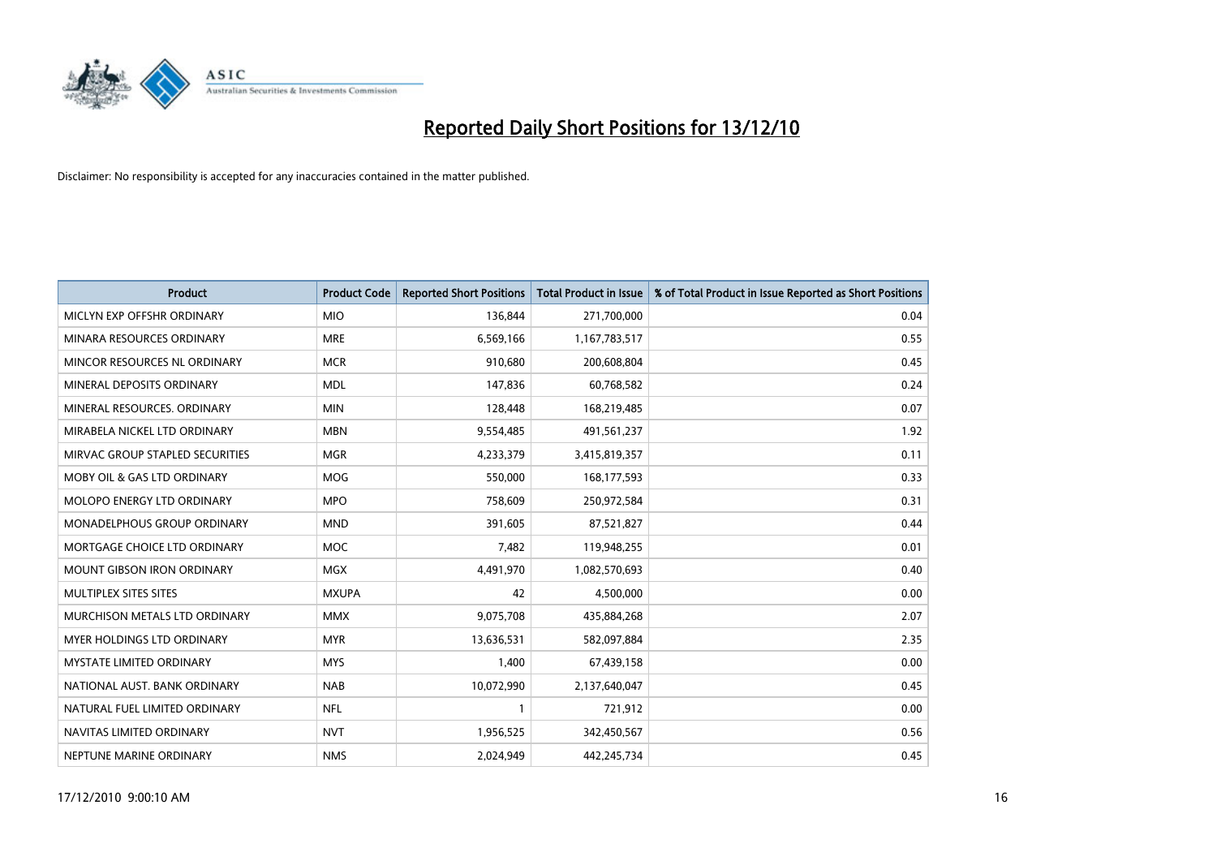# Reported Daily Short Positions for 13/12/10

Disclaimer: No responsibility is accepted for any inaccuracies contained in the matter published.

| Product | Product Code | Reported Short Positions | Total Product in Issue | % of Total Product in Issue Reported as Short Positions |
|---|---|---|---|---|
| MICLYN EXP OFFSHR ORDINARY | MIO | 136,844 | 271,700,000 | 0.04 |
| MINARA RESOURCES ORDINARY | MRE | 6,569,166 | 1,167,783,517 | 0.55 |
| MINCOR RESOURCES NL ORDINARY | MCR | 910,680 | 200,608,804 | 0.45 |
| MINERAL DEPOSITS ORDINARY | MDL | 147,836 | 60,768,582 | 0.24 |
| MINERAL RESOURCES. ORDINARY | MIN | 128,448 | 168,219,485 | 0.07 |
| MIRABELA NICKEL LTD ORDINARY | MBN | 9,554,485 | 491,561,237 | 1.92 |
| MIRVAC GROUP STAPLED SECURITIES | MGR | 4,233,379 | 3,415,819,357 | 0.11 |
| MOBY OIL & GAS LTD ORDINARY | MOG | 550,000 | 168,177,593 | 0.33 |
| MOLOPO ENERGY LTD ORDINARY | MPO | 758,609 | 250,972,584 | 0.31 |
| MONADELPHOUS GROUP ORDINARY | MND | 391,605 | 87,521,827 | 0.44 |
| MORTGAGE CHOICE LTD ORDINARY | MOC | 7,482 | 119,948,255 | 0.01 |
| MOUNT GIBSON IRON ORDINARY | MGX | 4,491,970 | 1,082,570,693 | 0.40 |
| MULTIPLEX SITES SITES | MXUPA | 42 | 4,500,000 | 0.00 |
| MURCHISON METALS LTD ORDINARY | MMX | 9,075,708 | 435,884,268 | 2.07 |
| MYER HOLDINGS LTD ORDINARY | MYR | 13,636,531 | 582,097,884 | 2.35 |
| MYSTATE LIMITED ORDINARY | MYS | 1,400 | 67,439,158 | 0.00 |
| NATIONAL AUST. BANK ORDINARY | NAB | 10,072,990 | 2,137,640,047 | 0.45 |
| NATURAL FUEL LIMITED ORDINARY | NFL | 1 | 721,912 | 0.00 |
| NAVITAS LIMITED ORDINARY | NVT | 1,956,525 | 342,450,567 | 0.56 |
| NEPTUNE MARINE ORDINARY | NMS | 2,024,949 | 442,245,734 | 0.45 |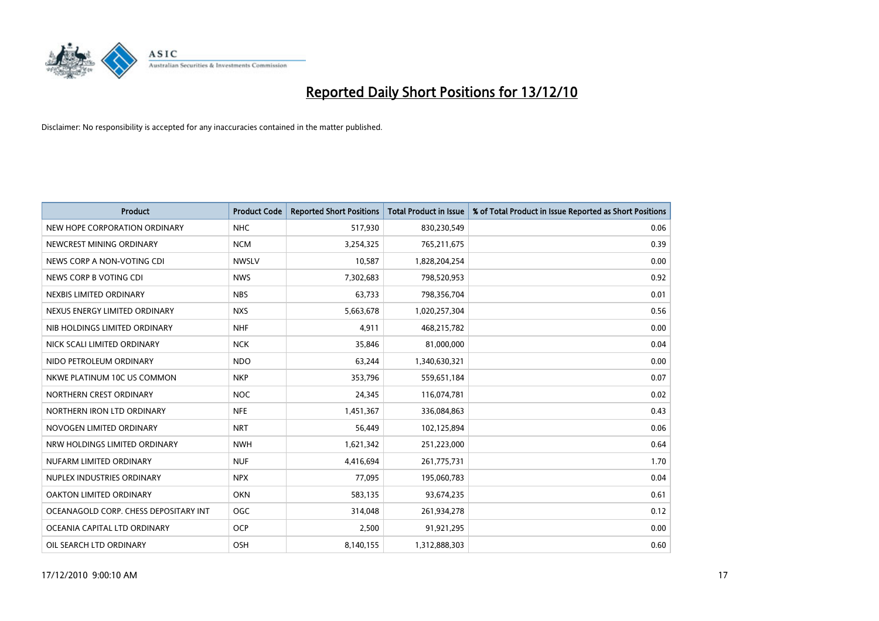# Reported Daily Short Positions for 13/12/10

Disclaimer: No responsibility is accepted for any inaccuracies contained in the matter published.

| Product | Product Code | Reported Short Positions | Total Product in Issue | % of Total Product in Issue Reported as Short Positions |
|---|---|---|---|---|
| NEW HOPE CORPORATION ORDINARY | NHC | 517,930 | 830,230,549 | 0.06 |
| NEWCREST MINING ORDINARY | NCM | 3,254,325 | 765,211,675 | 0.39 |
| NEWS CORP A NON-VOTING CDI | NWSLV | 10,587 | 1,828,204,254 | 0.00 |
| NEWS CORP B VOTING CDI | NWS | 7,302,683 | 798,520,953 | 0.92 |
| NEXBIS LIMITED ORDINARY | NBS | 63,733 | 798,356,704 | 0.01 |
| NEXUS ENERGY LIMITED ORDINARY | NXS | 5,663,678 | 1,020,257,304 | 0.56 |
| NIB HOLDINGS LIMITED ORDINARY | NHF | 4,911 | 468,215,782 | 0.00 |
| NICK SCALI LIMITED ORDINARY | NCK | 35,846 | 81,000,000 | 0.04 |
| NIDO PETROLEUM ORDINARY | NDO | 63,244 | 1,340,630,321 | 0.00 |
| NKWE PLATINUM 10C US COMMON | NKP | 353,796 | 559,651,184 | 0.07 |
| NORTHERN CREST ORDINARY | NOC | 24,345 | 116,074,781 | 0.02 |
| NORTHERN IRON LTD ORDINARY | NFE | 1,451,367 | 336,084,863 | 0.43 |
| NOVOGEN LIMITED ORDINARY | NRT | 56,449 | 102,125,894 | 0.06 |
| NRW HOLDINGS LIMITED ORDINARY | NWH | 1,621,342 | 251,223,000 | 0.64 |
| NUFARM LIMITED ORDINARY | NUF | 4,416,694 | 261,775,731 | 1.70 |
| NUPLEX INDUSTRIES ORDINARY | NPX | 77,095 | 195,060,783 | 0.04 |
| OAKTON LIMITED ORDINARY | OKN | 583,135 | 93,674,235 | 0.61 |
| OCEANAGOLD CORP. CHESS DEPOSITARY INT | OGC | 314,048 | 261,934,278 | 0.12 |
| OCEANIA CAPITAL LTD ORDINARY | OCP | 2,500 | 91,921,295 | 0.00 |
| OIL SEARCH LTD ORDINARY | OSH | 8,140,155 | 1,312,888,303 | 0.60 |

17/12/2010 9:00:10 AM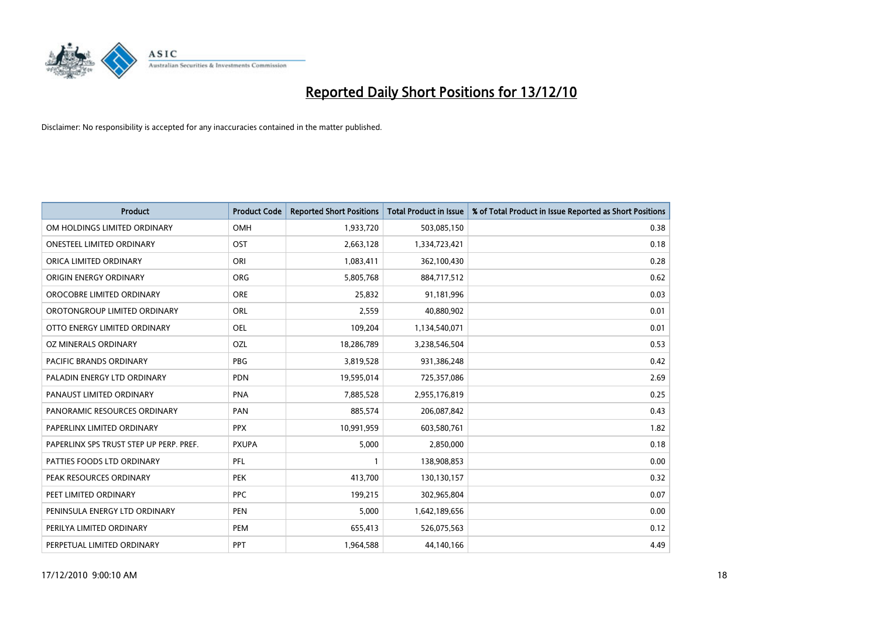# Reported Daily Short Positions for 13/12/10

Disclaimer: No responsibility is accepted for any inaccuracies contained in the matter published.

| Product | Product Code | Reported Short Positions | Total Product in Issue | % of Total Product in Issue Reported as Short Positions |
|---|---|---|---|---|
| OM HOLDINGS LIMITED ORDINARY | OMH | 1,933,720 | 503,085,150 | 0.38 |
| ONESTEEL LIMITED ORDINARY | OST | 2,663,128 | 1,334,723,421 | 0.18 |
| ORICA LIMITED ORDINARY | ORI | 1,083,411 | 362,100,430 | 0.28 |
| ORIGIN ENERGY ORDINARY | ORG | 5,805,768 | 884,717,512 | 0.62 |
| OROCOBRE LIMITED ORDINARY | ORE | 25,832 | 91,181,996 | 0.03 |
| OROTONGROUP LIMITED ORDINARY | ORL | 2,559 | 40,880,902 | 0.01 |
| OTTO ENERGY LIMITED ORDINARY | OEL | 109,204 | 1,134,540,071 | 0.01 |
| OZ MINERALS ORDINARY | OZL | 18,286,789 | 3,238,546,504 | 0.53 |
| PACIFIC BRANDS ORDINARY | PBG | 3,819,528 | 931,386,248 | 0.42 |
| PALADIN ENERGY LTD ORDINARY | PDN | 19,595,014 | 725,357,086 | 2.69 |
| PANAUST LIMITED ORDINARY | PNA | 7,885,528 | 2,955,176,819 | 0.25 |
| PANORAMIC RESOURCES ORDINARY | PAN | 885,574 | 206,087,842 | 0.43 |
| PAPERLINX LIMITED ORDINARY | PPX | 10,991,959 | 603,580,761 | 1.82 |
| PAPERLINX SPS TRUST STEP UP PERP. PREF. | PXUPA | 5,000 | 2,850,000 | 0.18 |
| PATTIES FOODS LTD ORDINARY | PFL | 1 | 138,908,853 | 0.00 |
| PEAK RESOURCES ORDINARY | PEK | 413,700 | 130,130,157 | 0.32 |
| PEET LIMITED ORDINARY | PPC | 199,215 | 302,965,804 | 0.07 |
| PENINSULA ENERGY LTD ORDINARY | PEN | 5,000 | 1,642,189,656 | 0.00 |
| PERILYA LIMITED ORDINARY | PEM | 655,413 | 526,075,563 | 0.12 |
| PERPETUAL LIMITED ORDINARY | PPT | 1,964,588 | 44,140,166 | 4.49 |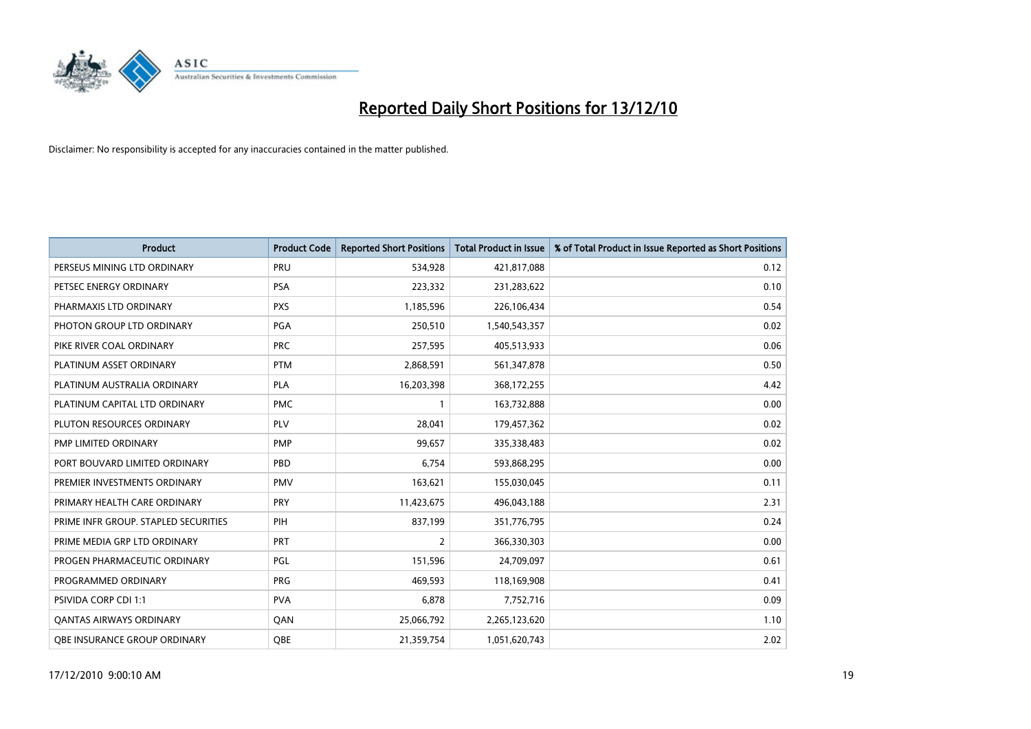# Reported Daily Short Positions for 13/12/10

Disclaimer: No responsibility is accepted for any inaccuracies contained in the matter published.

| Product | Product Code | Reported Short Positions | Total Product in Issue | % of Total Product in Issue Reported as Short Positions |
|---|---|---|---|---|
| PERSEUS MINING LTD ORDINARY | PRU | 534,928 | 421,817,088 | 0.12 |
| PETSEC ENERGY ORDINARY | PSA | 223,332 | 231,283,622 | 0.10 |
| PHARMAXIS LTD ORDINARY | PXS | 1,185,596 | 226,106,434 | 0.54 |
| PHOTON GROUP LTD ORDINARY | PGA | 250,510 | 1,540,543,357 | 0.02 |
| PIKE RIVER COAL ORDINARY | PRC | 257,595 | 405,513,933 | 0.06 |
| PLATINUM ASSET ORDINARY | PTM | 2,868,591 | 561,347,878 | 0.50 |
| PLATINUM AUSTRALIA ORDINARY | PLA | 16,203,398 | 368,172,255 | 4.42 |
| PLATINUM CAPITAL LTD ORDINARY | PMC | 1 | 163,732,888 | 0.00 |
| PLUTON RESOURCES ORDINARY | PLV | 28,041 | 179,457,362 | 0.02 |
| PMP LIMITED ORDINARY | PMP | 99,657 | 335,338,483 | 0.02 |
| PORT BOUVARD LIMITED ORDINARY | PBD | 6,754 | 593,868,295 | 0.00 |
| PREMIER INVESTMENTS ORDINARY | PMV | 163,621 | 155,030,045 | 0.11 |
| PRIMARY HEALTH CARE ORDINARY | PRY | 11,423,675 | 496,043,188 | 2.31 |
| PRIME INFR GROUP. STAPLED SECURITIES | PIH | 837,199 | 351,776,795 | 0.24 |
| PRIME MEDIA GRP LTD ORDINARY | PRT | 2 | 366,330,303 | 0.00 |
| PROGEN PHARMACEUTIC ORDINARY | PGL | 151,596 | 24,709,097 | 0.61 |
| PROGRAMMED ORDINARY | PRG | 469,593 | 118,169,908 | 0.41 |
| PSIVIDA CORP CDI 1:1 | PVA | 6,878 | 7,752,716 | 0.09 |
| QANTAS AIRWAYS ORDINARY | QAN | 25,066,792 | 2,265,123,620 | 1.10 |
| QBE INSURANCE GROUP ORDINARY | QBE | 21,359,754 | 1,051,620,743 | 2.02 |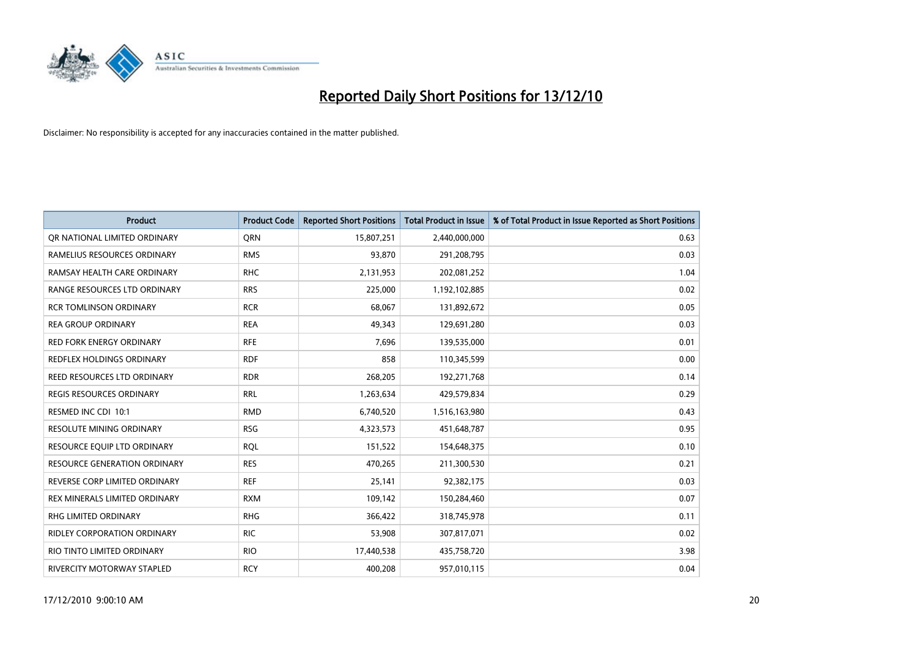# Reported Daily Short Positions for 13/12/10

Disclaimer: No responsibility is accepted for any inaccuracies contained in the matter published.

| Product | Product Code | Reported Short Positions | Total Product in Issue | % of Total Product in Issue Reported as Short Positions |
|---|---|---|---|---|
| QR NATIONAL LIMITED ORDINARY | QRN | 15,807,251 | 2,440,000,000 | 0.63 |
| RAMELIUS RESOURCES ORDINARY | RMS | 93,870 | 291,208,795 | 0.03 |
| RAMSAY HEALTH CARE ORDINARY | RHC | 2,131,953 | 202,081,252 | 1.04 |
| RANGE RESOURCES LTD ORDINARY | RRS | 225,000 | 1,192,102,885 | 0.02 |
| RCR TOMLINSON ORDINARY | RCR | 68,067 | 131,892,672 | 0.05 |
| REA GROUP ORDINARY | REA | 49,343 | 129,691,280 | 0.03 |
| RED FORK ENERGY ORDINARY | RFE | 7,696 | 139,535,000 | 0.01 |
| REDFLEX HOLDINGS ORDINARY | RDF | 858 | 110,345,599 | 0.00 |
| REED RESOURCES LTD ORDINARY | RDR | 268,205 | 192,271,768 | 0.14 |
| REGIS RESOURCES ORDINARY | RRL | 1,263,634 | 429,579,834 | 0.29 |
| RESMED INC CDI 10:1 | RMD | 6,740,520 | 1,516,163,980 | 0.43 |
| RESOLUTE MINING ORDINARY | RSG | 4,323,573 | 451,648,787 | 0.95 |
| RESOURCE EQUIP LTD ORDINARY | RQL | 151,522 | 154,648,375 | 0.10 |
| RESOURCE GENERATION ORDINARY | RES | 470,265 | 211,300,530 | 0.21 |
| REVERSE CORP LIMITED ORDINARY | REF | 25,141 | 92,382,175 | 0.03 |
| REX MINERALS LIMITED ORDINARY | RXM | 109,142 | 150,284,460 | 0.07 |
| RHG LIMITED ORDINARY | RHG | 366,422 | 318,745,978 | 0.11 |
| RIDLEY CORPORATION ORDINARY | RIC | 53,908 | 307,817,071 | 0.02 |
| RIO TINTO LIMITED ORDINARY | RIO | 17,440,538 | 435,758,720 | 3.98 |
| RIVERCITY MOTORWAY STAPLED | RCY | 400,208 | 957,010,115 | 0.04 |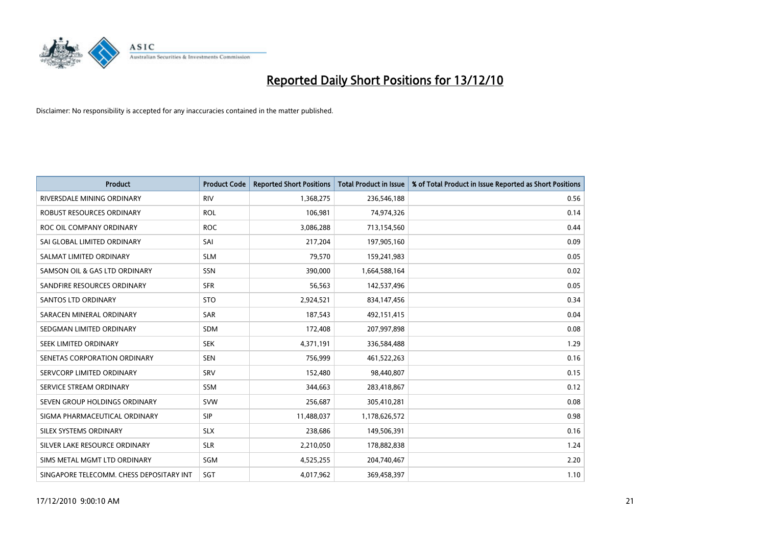# Reported Daily Short Positions for 13/12/10

Disclaimer: No responsibility is accepted for any inaccuracies contained in the matter published.

| Product | Product Code | Reported Short Positions | Total Product in Issue | % of Total Product in Issue Reported as Short Positions |
|---|---|---|---|---|
| RIVERSDALE MINING ORDINARY | RIV | 1,368,275 | 236,546,188 | 0.56 |
| ROBUST RESOURCES ORDINARY | ROL | 106,981 | 74,974,326 | 0.14 |
| ROC OIL COMPANY ORDINARY | ROC | 3,086,288 | 713,154,560 | 0.44 |
| SAI GLOBAL LIMITED ORDINARY | SAI | 217,204 | 197,905,160 | 0.09 |
| SALMAT LIMITED ORDINARY | SLM | 79,570 | 159,241,983 | 0.05 |
| SAMSON OIL & GAS LTD ORDINARY | SSN | 390,000 | 1,664,588,164 | 0.02 |
| SANDFIRE RESOURCES ORDINARY | SFR | 56,563 | 142,537,496 | 0.05 |
| SANTOS LTD ORDINARY | STO | 2,924,521 | 834,147,456 | 0.34 |
| SARACEN MINERAL ORDINARY | SAR | 187,543 | 492,151,415 | 0.04 |
| SEDGMAN LIMITED ORDINARY | SDM | 172,408 | 207,997,898 | 0.08 |
| SEEK LIMITED ORDINARY | SEK | 4,371,191 | 336,584,488 | 1.29 |
| SENETAS CORPORATION ORDINARY | SEN | 756,999 | 461,522,263 | 0.16 |
| SERVCORP LIMITED ORDINARY | SRV | 152,480 | 98,440,807 | 0.15 |
| SERVICE STREAM ORDINARY | SSM | 344,663 | 283,418,867 | 0.12 |
| SEVEN GROUP HOLDINGS ORDINARY | SVW | 256,687 | 305,410,281 | 0.08 |
| SIGMA PHARMACEUTICAL ORDINARY | SIP | 11,488,037 | 1,178,626,572 | 0.98 |
| SILEX SYSTEMS ORDINARY | SLX | 238,686 | 149,506,391 | 0.16 |
| SILVER LAKE RESOURCE ORDINARY | SLR | 2,210,050 | 178,882,838 | 1.24 |
| SIMS METAL MGMT LTD ORDINARY | SGM | 4,525,255 | 204,740,467 | 2.20 |
| SINGAPORE TELECOMM. CHESS DEPOSITARY INT | SGT | 4,017,962 | 369,458,397 | 1.10 |

17/12/2010 9:00:10 AM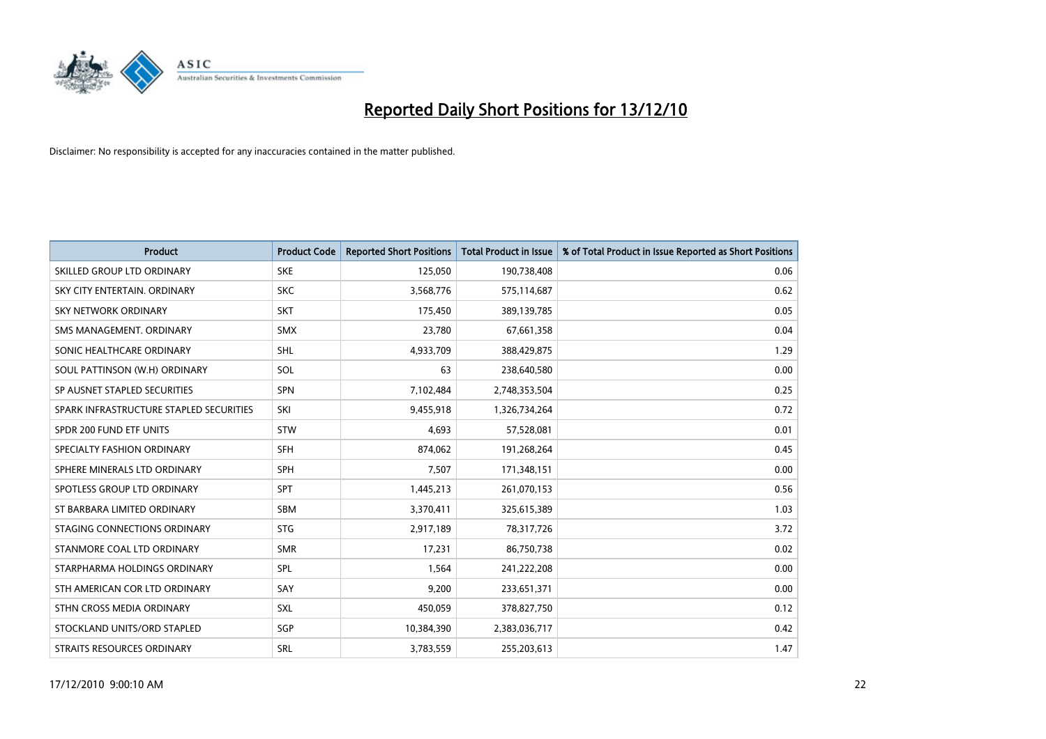# Reported Daily Short Positions for 13/12/10

Disclaimer: No responsibility is accepted for any inaccuracies contained in the matter published.

| Product | Product Code | Reported Short Positions | Total Product in Issue | % of Total Product in Issue Reported as Short Positions |
|---|---|---|---|---|
| SKILLED GROUP LTD ORDINARY | SKE | 125,050 | 190,738,408 | 0.06 |
| SKY CITY ENTERTAIN. ORDINARY | SKC | 3,568,776 | 575,114,687 | 0.62 |
| SKY NETWORK ORDINARY | SKT | 175,450 | 389,139,785 | 0.05 |
| SMS MANAGEMENT. ORDINARY | SMX | 23,780 | 67,661,358 | 0.04 |
| SONIC HEALTHCARE ORDINARY | SHL | 4,933,709 | 388,429,875 | 1.29 |
| SOUL PATTINSON (W.H) ORDINARY | SOL | 63 | 238,640,580 | 0.00 |
| SP AUSNET STAPLED SECURITIES | SPN | 7,102,484 | 2,748,353,504 | 0.25 |
| SPARK INFRASTRUCTURE STAPLED SECURITIES | SKI | 9,455,918 | 1,326,734,264 | 0.72 |
| SPDR 200 FUND ETF UNITS | STW | 4,693 | 57,528,081 | 0.01 |
| SPECIALTY FASHION ORDINARY | SFH | 874,062 | 191,268,264 | 0.45 |
| SPHERE MINERALS LTD ORDINARY | SPH | 7,507 | 171,348,151 | 0.00 |
| SPOTLESS GROUP LTD ORDINARY | SPT | 1,445,213 | 261,070,153 | 0.56 |
| ST BARBARA LIMITED ORDINARY | SBM | 3,370,411 | 325,615,389 | 1.03 |
| STAGING CONNECTIONS ORDINARY | STG | 2,917,189 | 78,317,726 | 3.72 |
| STANMORE COAL LTD ORDINARY | SMR | 17,231 | 86,750,738 | 0.02 |
| STARPHARMA HOLDINGS ORDINARY | SPL | 1,564 | 241,222,208 | 0.00 |
| STH AMERICAN COR LTD ORDINARY | SAY | 9,200 | 233,651,371 | 0.00 |
| STHN CROSS MEDIA ORDINARY | SXL | 450,059 | 378,827,750 | 0.12 |
| STOCKLAND UNITS/ORD STAPLED | SGP | 10,384,390 | 2,383,036,717 | 0.42 |
| STRAITS RESOURCES ORDINARY | SRL | 3,783,559 | 255,203,613 | 1.47 |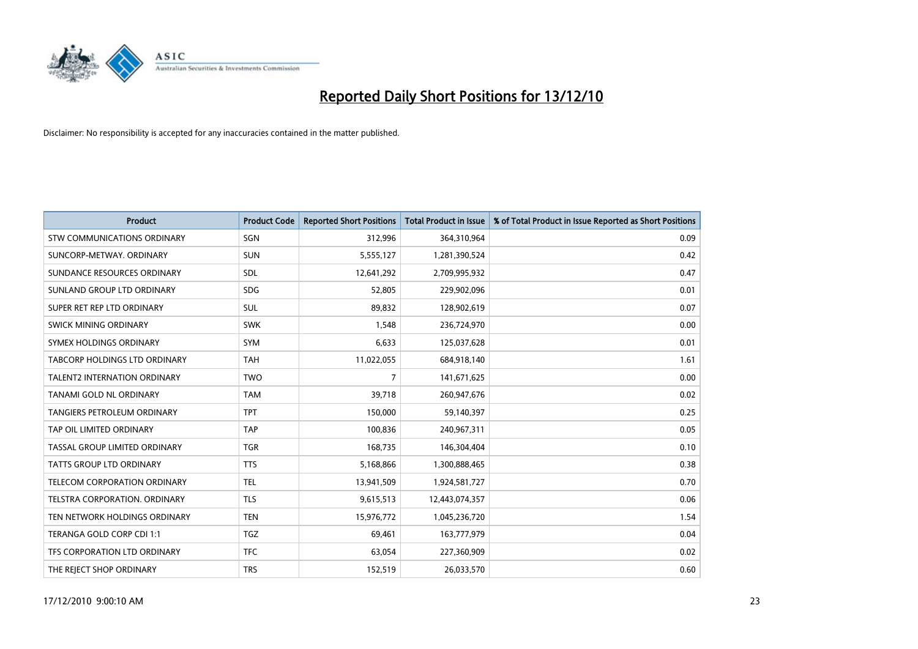# Reported Daily Short Positions for 13/12/10

Disclaimer: No responsibility is accepted for any inaccuracies contained in the matter published.

| Product | Product Code | Reported Short Positions | Total Product in Issue | % of Total Product in Issue Reported as Short Positions |
|---|---|---|---|---|
| STW COMMUNICATIONS ORDINARY | SGN | 312,996 | 364,310,964 | 0.09 |
| SUNCORP-METWAY. ORDINARY | SUN | 5,555,127 | 1,281,390,524 | 0.42 |
| SUNDANCE RESOURCES ORDINARY | SDL | 12,641,292 | 2,709,995,932 | 0.47 |
| SUNLAND GROUP LTD ORDINARY | SDG | 52,805 | 229,902,096 | 0.01 |
| SUPER RET REP LTD ORDINARY | SUL | 89,832 | 128,902,619 | 0.07 |
| SWICK MINING ORDINARY | SWK | 1,548 | 236,724,970 | 0.00 |
| SYMEX HOLDINGS ORDINARY | SYM | 6,633 | 125,037,628 | 0.01 |
| TABCORP HOLDINGS LTD ORDINARY | TAH | 11,022,055 | 684,918,140 | 1.61 |
| TALENT2 INTERNATION ORDINARY | TWO | 7 | 141,671,625 | 0.00 |
| TANAMI GOLD NL ORDINARY | TAM | 39,718 | 260,947,676 | 0.02 |
| TANGIERS PETROLEUM ORDINARY | TPT | 150,000 | 59,140,397 | 0.25 |
| TAP OIL LIMITED ORDINARY | TAP | 100,836 | 240,967,311 | 0.05 |
| TASSAL GROUP LIMITED ORDINARY | TGR | 168,735 | 146,304,404 | 0.10 |
| TATTS GROUP LTD ORDINARY | TTS | 5,168,866 | 1,300,888,465 | 0.38 |
| TELECOM CORPORATION ORDINARY | TEL | 13,941,509 | 1,924,581,727 | 0.70 |
| TELSTRA CORPORATION. ORDINARY | TLS | 9,615,513 | 12,443,074,357 | 0.06 |
| TEN NETWORK HOLDINGS ORDINARY | TEN | 15,976,772 | 1,045,236,720 | 1.54 |
| TERANGA GOLD CORP CDI 1:1 | TGZ | 69,461 | 163,777,979 | 0.04 |
| TFS CORPORATION LTD ORDINARY | TFC | 63,054 | 227,360,909 | 0.02 |
| THE REJECT SHOP ORDINARY | TRS | 152,519 | 26,033,570 | 0.60 |

17/12/2010 9:00:10 AM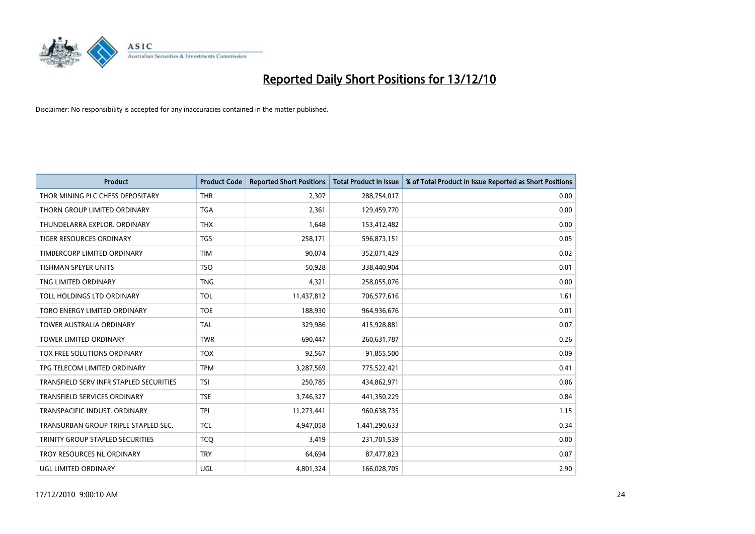# Reported Daily Short Positions for 13/12/10

Disclaimer: No responsibility is accepted for any inaccuracies contained in the matter published.

| Product | Product Code | Reported Short Positions | Total Product in Issue | % of Total Product in Issue Reported as Short Positions |
|---|---|---|---|---|
| THOR MINING PLC CHESS DEPOSITARY | THR | 2,307 | 288,754,017 | 0.00 |
| THORN GROUP LIMITED ORDINARY | TGA | 2,361 | 129,459,770 | 0.00 |
| THUNDELARRA EXPLOR. ORDINARY | THX | 1,648 | 153,412,482 | 0.00 |
| TIGER RESOURCES ORDINARY | TGS | 258,171 | 596,873,151 | 0.05 |
| TIMBERCORP LIMITED ORDINARY | TIM | 90,074 | 352,071,429 | 0.02 |
| TISHMAN SPEYER UNITS | TSO | 50,928 | 338,440,904 | 0.01 |
| TNG LIMITED ORDINARY | TNG | 4,321 | 258,055,076 | 0.00 |
| TOLL HOLDINGS LTD ORDINARY | TOL | 11,437,812 | 706,577,616 | 1.61 |
| TORO ENERGY LIMITED ORDINARY | TOE | 188,930 | 964,936,676 | 0.01 |
| TOWER AUSTRALIA ORDINARY | TAL | 329,986 | 415,928,881 | 0.07 |
| TOWER LIMITED ORDINARY | TWR | 690,447 | 260,631,787 | 0.26 |
| TOX FREE SOLUTIONS ORDINARY | TOX | 92,567 | 91,855,500 | 0.09 |
| TPG TELECOM LIMITED ORDINARY | TPM | 3,287,569 | 775,522,421 | 0.41 |
| TRANSFIELD SERV INFR STAPLED SECURITIES | TSI | 250,785 | 434,862,971 | 0.06 |
| TRANSFIELD SERVICES ORDINARY | TSE | 3,746,327 | 441,350,229 | 0.84 |
| TRANSPACIFIC INDUST. ORDINARY | TPI | 11,273,441 | 960,638,735 | 1.15 |
| TRANSURBAN GROUP TRIPLE STAPLED SEC. | TCL | 4,947,058 | 1,441,290,633 | 0.34 |
| TRINITY GROUP STAPLED SECURITIES | TCQ | 3,419 | 231,701,539 | 0.00 |
| TROY RESOURCES NL ORDINARY | TRY | 64,694 | 87,477,823 | 0.07 |
| UGL LIMITED ORDINARY | UGL | 4,801,324 | 166,028,705 | 2.90 |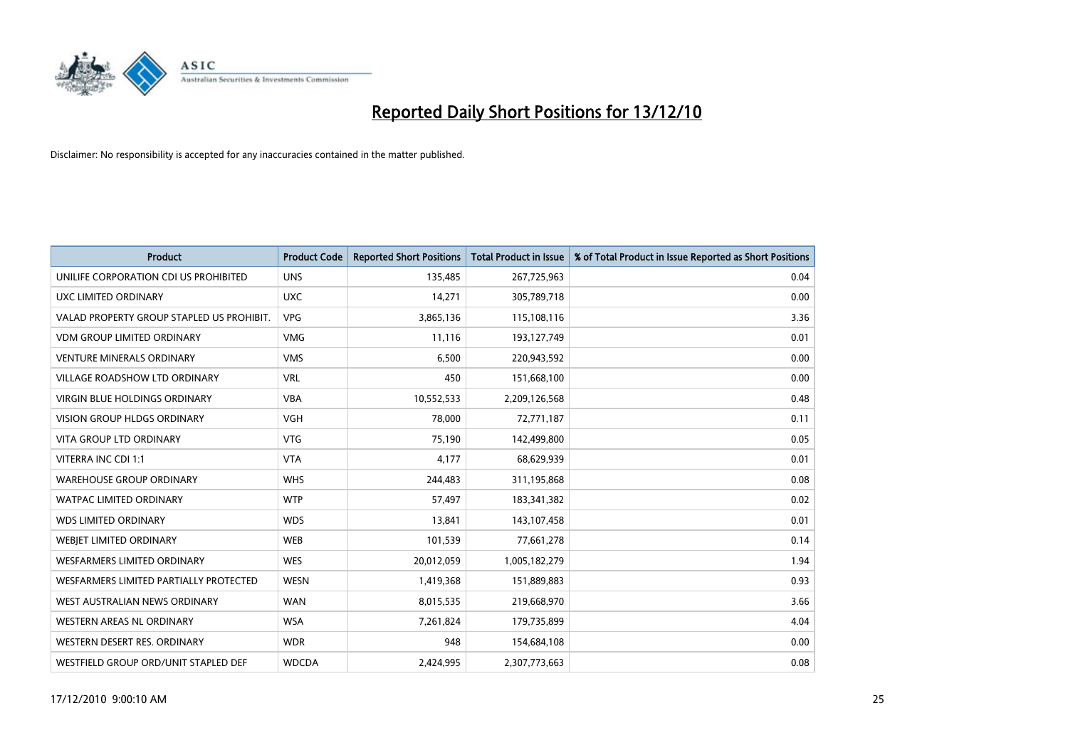# Reported Daily Short Positions for 13/12/10

Disclaimer: No responsibility is accepted for any inaccuracies contained in the matter published.

| Product | Product Code | Reported Short Positions | Total Product in Issue | % of Total Product in Issue Reported as Short Positions |
|---|---|---|---|---|
| UNILIFE CORPORATION CDI US PROHIBITED | UNS | 135,485 | 267,725,963 | 0.04 |
| UXC LIMITED ORDINARY | UXC | 14,271 | 305,789,718 | 0.00 |
| VALAD PROPERTY GROUP STAPLED US PROHIBIT. | VPG | 3,865,136 | 115,108,116 | 3.36 |
| VDM GROUP LIMITED ORDINARY | VMG | 11,116 | 193,127,749 | 0.01 |
| VENTURE MINERALS ORDINARY | VMS | 6,500 | 220,943,592 | 0.00 |
| VILLAGE ROADSHOW LTD ORDINARY | VRL | 450 | 151,668,100 | 0.00 |
| VIRGIN BLUE HOLDINGS ORDINARY | VBA | 10,552,533 | 2,209,126,568 | 0.48 |
| VISION GROUP HLDGS ORDINARY | VGH | 78,000 | 72,771,187 | 0.11 |
| VITA GROUP LTD ORDINARY | VTG | 75,190 | 142,499,800 | 0.05 |
| VITERRA INC CDI 1:1 | VTA | 4,177 | 68,629,939 | 0.01 |
| WAREHOUSE GROUP ORDINARY | WHS | 244,483 | 311,195,868 | 0.08 |
| WATPAC LIMITED ORDINARY | WTP | 57,497 | 183,341,382 | 0.02 |
| WDS LIMITED ORDINARY | WDS | 13,841 | 143,107,458 | 0.01 |
| WEBJET LIMITED ORDINARY | WEB | 101,539 | 77,661,278 | 0.14 |
| WESFARMERS LIMITED ORDINARY | WES | 20,012,059 | 1,005,182,279 | 1.94 |
| WESFARMERS LIMITED PARTIALLY PROTECTED | WESN | 1,419,368 | 151,889,883 | 0.93 |
| WEST AUSTRALIAN NEWS ORDINARY | WAN | 8,015,535 | 219,668,970 | 3.66 |
| WESTERN AREAS NL ORDINARY | WSA | 7,261,824 | 179,735,899 | 4.04 |
| WESTERN DESERT RES. ORDINARY | WDR | 948 | 154,684,108 | 0.00 |
| WESTFIELD GROUP ORD/UNIT STAPLED DEF | WDCDA | 2,424,995 | 2,307,773,663 | 0.08 |

17/12/2010 9:00:10 AM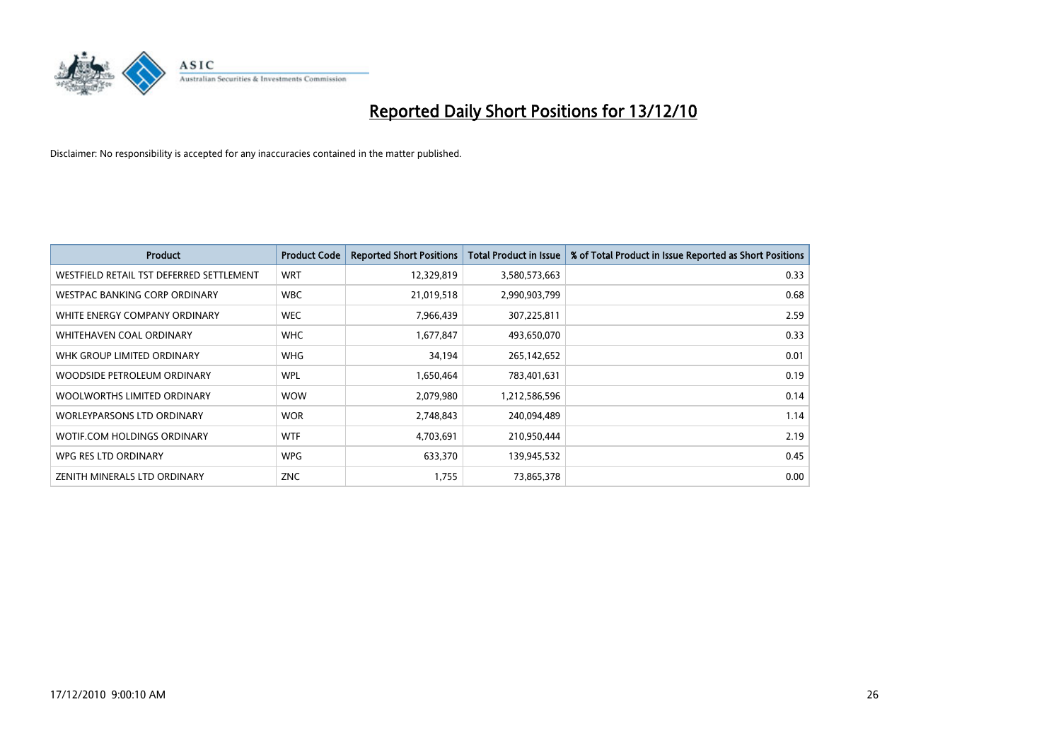# Reported Daily Short Positions for 13/12/10

Disclaimer: No responsibility is accepted for any inaccuracies contained in the matter published.

| Product | Product Code | Reported Short Positions | Total Product in Issue | % of Total Product in Issue Reported as Short Positions |
|---|---|---|---|---|
| WESTFIELD RETAIL TST DEFERRED SETTLEMENT | WRT | 12,329,819 | 3,580,573,663 | 0.33 |
| WESTPAC BANKING CORP ORDINARY | WBC | 21,019,518 | 2,990,903,799 | 0.68 |
| WHITE ENERGY COMPANY ORDINARY | WEC | 7,966,439 | 307,225,811 | 2.59 |
| WHITEHAVEN COAL ORDINARY | WHC | 1,677,847 | 493,650,070 | 0.33 |
| WHK GROUP LIMITED ORDINARY | WHG | 34,194 | 265,142,652 | 0.01 |
| WOODSIDE PETROLEUM ORDINARY | WPL | 1,650,464 | 783,401,631 | 0.19 |
| WOOLWORTHS LIMITED ORDINARY | WOW | 2,079,980 | 1,212,586,596 | 0.14 |
| WORLEYPARSONS LTD ORDINARY | WOR | 2,748,843 | 240,094,489 | 1.14 |
| WOTIF.COM HOLDINGS ORDINARY | WTF | 4,703,691 | 210,950,444 | 2.19 |
| WPG RES LTD ORDINARY | WPG | 633,370 | 139,945,532 | 0.45 |
| ZENITH MINERALS LTD ORDINARY | ZNC | 1,755 | 73,865,378 | 0.00 |

17/12/2010 9:00:10 AM